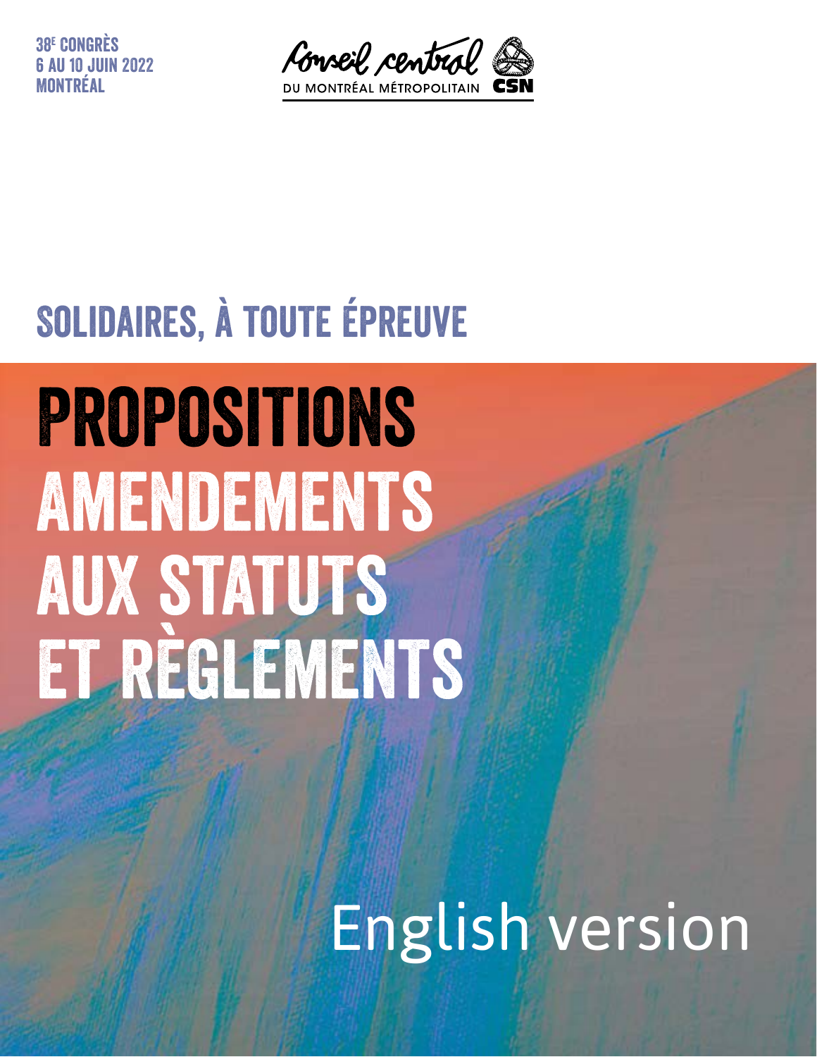38[e] CONGRÈS
6 AU 10 JUIN 2022
MONTRÉAL

Conseil central
DU MONTRÉAL MÉTROPOLITAIN CSN

## SOLIDAIRES, À TOUTE ÉPREUVE

# PROPOSITIONS AMENDEMENTS AUX STATUTS ET RÈGLEMENTS

English version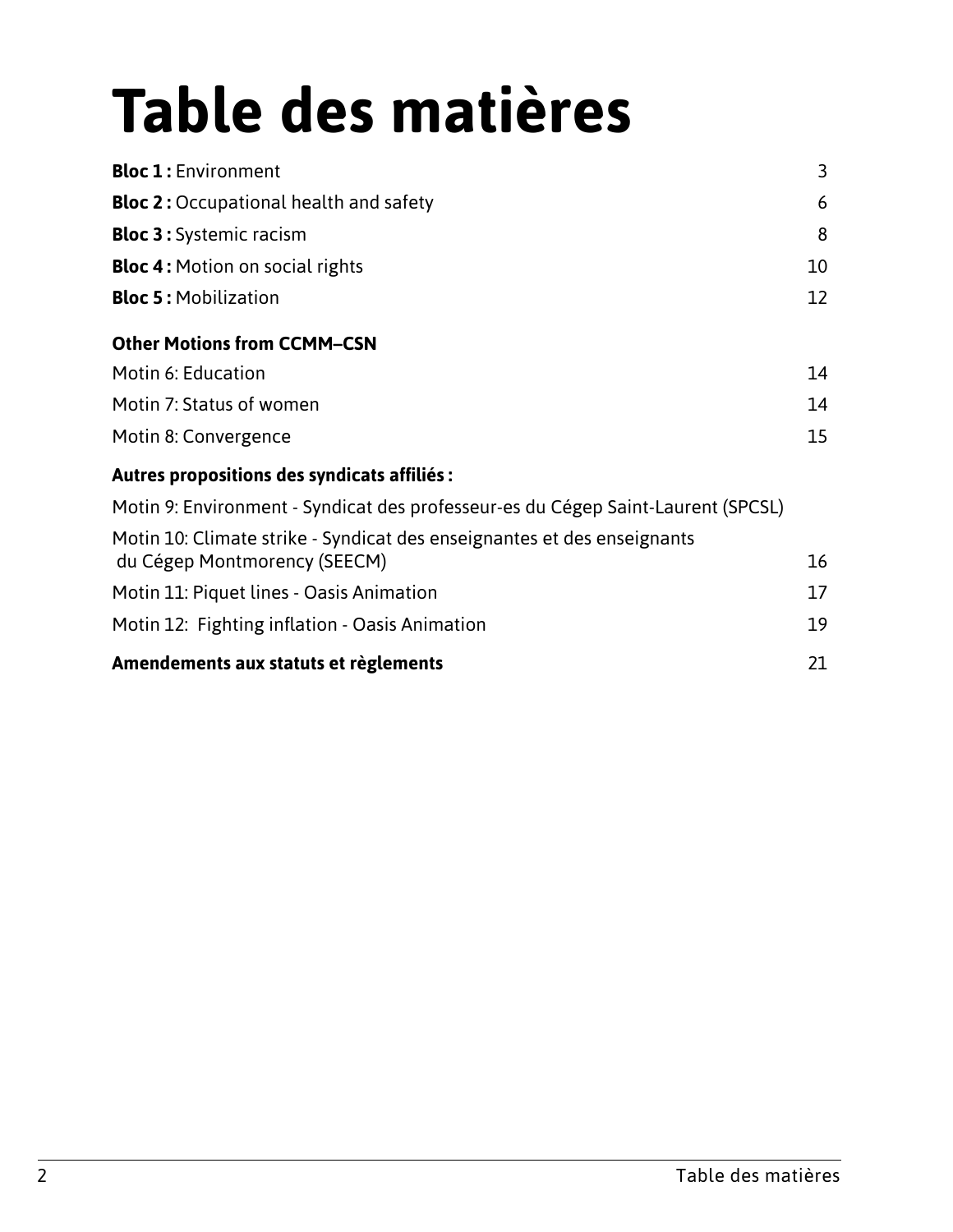# Table des matières

| | |
|---|---|
| **Bloc 1 :** Environment | 3 |
| **Bloc 2 :** Occupational health and safety | 6 |
| **Bloc 3 :** Systemic racism | 8 |
| **Bloc 4 :** Motion on social rights | 10 |
| **Bloc 5 :** Mobilization | 12 |
| **Other Motions from CCMM–CSN** | |
| Motin 6: Education | 14 |
| Motin 7: Status of women | 14 |
| Motin 8: Convergence | 15 |
| **Autres propositions des syndicats affiliés :** | |
| Motin 9: Environment - Syndicat des professeur-es du Cégep Saint-Laurent (SPCSL) | |
| Motin 10: Climate strike - Syndicat des enseignantes et des enseignants du Cégep Montmorency (SEECM) | 16 |
| Motin 11: Piquet lines - Oasis Animation | 17 |
| Motin 12: Fighting inflation - Oasis Animation | 19 |
| **Amendements aux statuts et règlements** | 21 |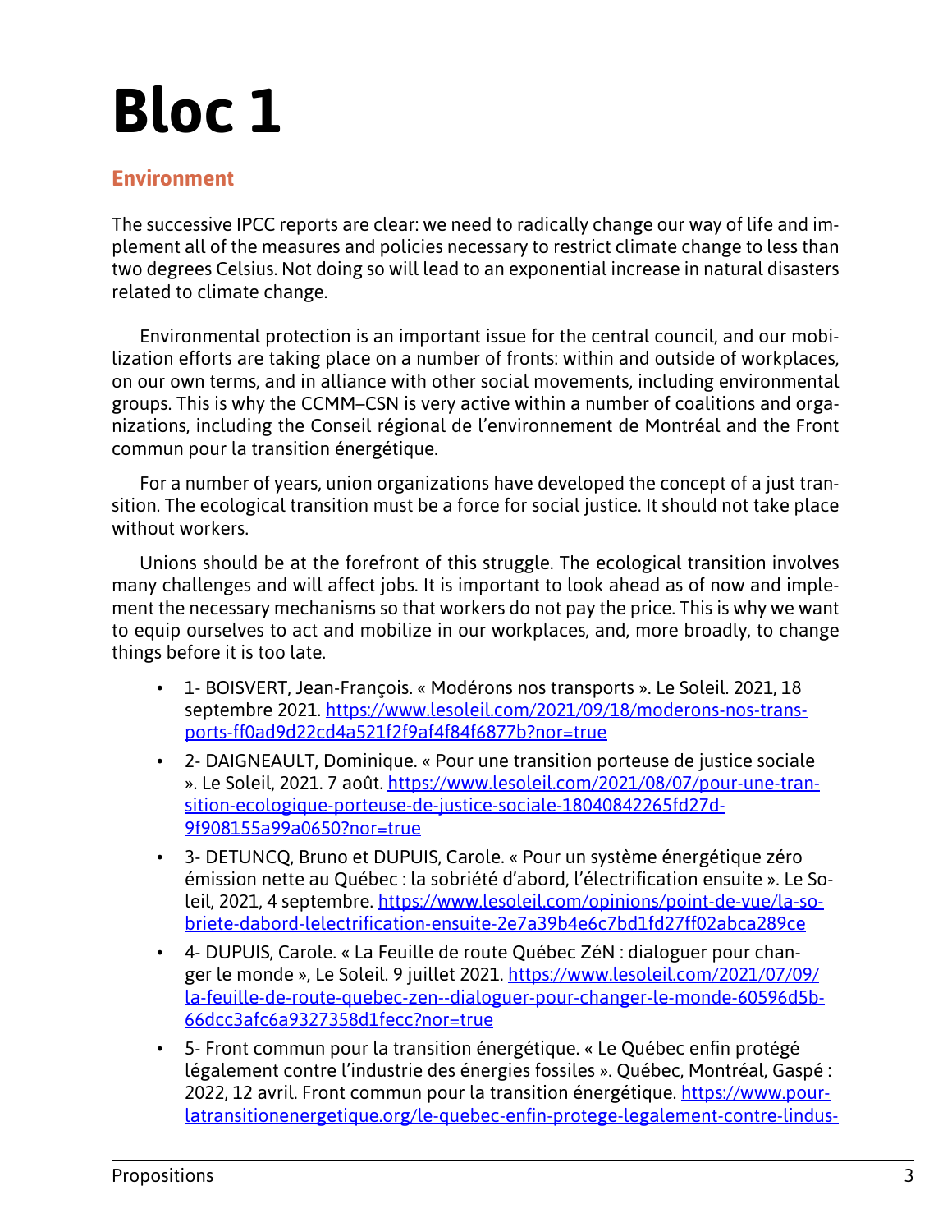# Bloc 1

## Environment

The successive IPCC reports are clear: we need to radically change our way of life and implement all of the measures and policies necessary to restrict climate change to less than two degrees Celsius. Not doing so will lead to an exponential increase in natural disasters related to climate change.

Environmental protection is an important issue for the central council, and our mobilization efforts are taking place on a number of fronts: within and outside of workplaces, on our own terms, and in alliance with other social movements, including environmental groups. This is why the CCMM–CSN is very active within a number of coalitions and organizations, including the Conseil régional de l'environnement de Montréal and the Front commun pour la transition énergétique.

For a number of years, union organizations have developed the concept of a just transition. The ecological transition must be a force for social justice. It should not take place without workers.

Unions should be at the forefront of this struggle. The ecological transition involves many challenges and will affect jobs. It is important to look ahead as of now and implement the necessary mechanisms so that workers do not pay the price. This is why we want to equip ourselves to act and mobilize in our workplaces, and, more broadly, to change things before it is too late.

- 1- BOISVERT, Jean-François. « Modérons nos transports ». Le Soleil. 2021, 18 septembre 2021. https://www.lesoleil.com/2021/09/18/moderons-nos-transports-ff0ad9d22cd4a521f2f9af4f84f6877b?nor=true
- 2- DAIGNEAULT, Dominique. « Pour une transition porteuse de justice sociale ». Le Soleil, 2021. 7 août. https://www.lesoleil.com/2021/08/07/pour-une-transition-ecologique-porteuse-de-justice-sociale-18040842265fd27d-9f908155a99a0650?nor=true
- 3- DETUNCQ, Bruno et DUPUIS, Carole. « Pour un système énergétique zéro émission nette au Québec : la sobriété d'abord, l'électrification ensuite ». Le Soleil, 2021, 4 septembre. https://www.lesoleil.com/opinions/point-de-vue/la-sobriete-dabord-lelectrification-ensuite-2e7a39b4e6c7bd1fd27ff02abca289ce
- 4- DUPUIS, Carole. « La Feuille de route Québec ZéN : dialoguer pour changer le monde », Le Soleil. 9 juillet 2021. https://www.lesoleil.com/2021/07/09/la-feuille-de-route-quebec-zen--dialoguer-pour-changer-le-monde-60596d5b-66dcc3afc6a9327358d1fecc?nor=true
- 5- Front commun pour la transition énergétique. « Le Québec enfin protégé légalement contre l'industrie des énergies fossiles ». Québec, Montréal, Gaspé : 2022, 12 avril. Front commun pour la transition énergétique. https://www.pourlatransitionenergetique.org/le-quebec-enfin-protege-legalement-contre-lindus-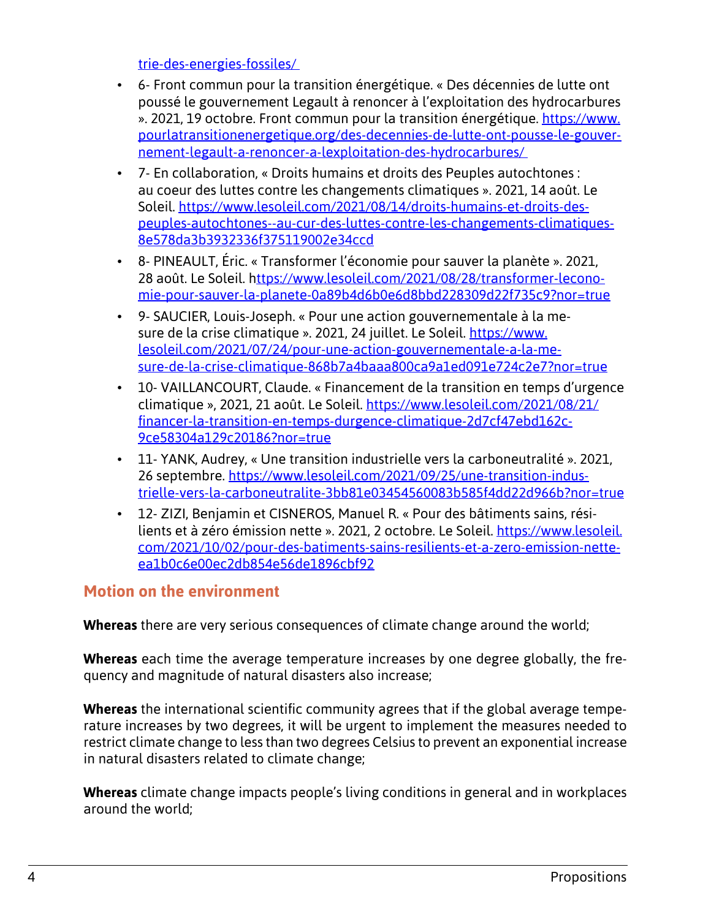trie-des-energies-fossiles/

- 6- Front commun pour la transition énergétique. « Des décennies de lutte ont poussé le gouvernement Legault à renoncer à l'exploitation des hydrocarbures ». 2021, 19 octobre. Front commun pour la transition énergétique. https://www.pourlatransitionenergetique.org/des-decennies-de-lutte-ont-pousse-le-gouvernement-legault-a-renoncer-a-lexploitation-des-hydrocarbures/
- 7- En collaboration, « Droits humains et droits des Peuples autochtones : au coeur des luttes contre les changements climatiques ». 2021, 14 août. Le Soleil. https://www.lesoleil.com/2021/08/14/droits-humains-et-droits-des-peuples-autochtones--au-cur-des-luttes-contre-les-changements-climatiques-8e578da3b3932336f375119002e34ccd
- 8- PINEAULT, Éric. « Transformer l'économie pour sauver la planète ». 2021, 28 août. Le Soleil. https://www.lesoleil.com/2021/08/28/transformer-leconomie-pour-sauver-la-planete-0a89b4d6b0e6d8bbd228309d22f735c9?nor=true
- 9- SAUCIER, Louis-Joseph. « Pour une action gouvernementale à la mesure de la crise climatique ». 2021, 24 juillet. Le Soleil. https://www.lesoleil.com/2021/07/24/pour-une-action-gouvernementale-a-la-mesure-de-la-crise-climatique-868b7a4baaa800ca9a1ed091e724c2e7?nor=true
- 10- VAILLANCOURT, Claude. « Financement de la transition en temps d'urgence climatique », 2021, 21 août. Le Soleil. https://www.lesoleil.com/2021/08/21/financer-la-transition-en-temps-durgence-climatique-2d7cf47ebd162c9ce58304a129c20186?nor=true
- 11- YANK, Audrey, « Une transition industrielle vers la carboneutralité ». 2021, 26 septembre. https://www.lesoleil.com/2021/09/25/une-transition-industrielle-vers-la-carboneutralite-3bb81e03454560083b585f4dd22d966b?nor=true
- 12- ZIZI, Benjamin et CISNEROS, Manuel R. « Pour des bâtiments sains, résilients et à zéro émission nette ». 2021, 2 octobre. Le Soleil. https://www.lesoleil.com/2021/10/02/pour-des-batiments-sains-resilients-et-a-zero-emission-nette-ea1b0c6e00ec2db854e56de1896cbf92

## Motion on the environment

**Whereas** there are very serious consequences of climate change around the world;

**Whereas** each time the average temperature increases by one degree globally, the frequency and magnitude of natural disasters also increase;

**Whereas** the international scientific community agrees that if the global average temperature increases by two degrees, it will be urgent to implement the measures needed to restrict climate change to less than two degrees Celsius to prevent an exponential increase in natural disasters related to climate change;

**Whereas** climate change impacts people's living conditions in general and in workplaces around the world;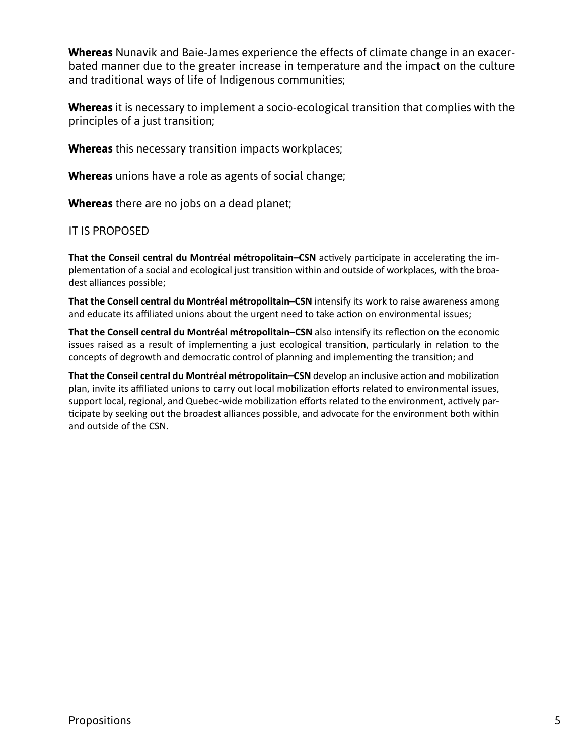**Whereas** Nunavik and Baie-James experience the effects of climate change in an exacerbated manner due to the greater increase in temperature and the impact on the culture and traditional ways of life of Indigenous communities;

**Whereas** it is necessary to implement a socio-ecological transition that complies with the principles of a just transition;

**Whereas** this necessary transition impacts workplaces;

**Whereas** unions have a role as agents of social change;

**Whereas** there are no jobs on a dead planet;

IT IS PROPOSED

**That the Conseil central du Montréal métropolitain–CSN** actively participate in accelerating the implementation of a social and ecological just transition within and outside of workplaces, with the broadest alliances possible;

**That the Conseil central du Montréal métropolitain–CSN** intensify its work to raise awareness among and educate its affiliated unions about the urgent need to take action on environmental issues;

**That the Conseil central du Montréal métropolitain–CSN** also intensify its reflection on the economic issues raised as a result of implementing a just ecological transition, particularly in relation to the concepts of degrowth and democratic control of planning and implementing the transition; and

**That the Conseil central du Montréal métropolitain–CSN** develop an inclusive action and mobilization plan, invite its affiliated unions to carry out local mobilization efforts related to environmental issues, support local, regional, and Quebec-wide mobilization efforts related to the environment, actively participate by seeking out the broadest alliances possible, and advocate for the environment both within and outside of the CSN.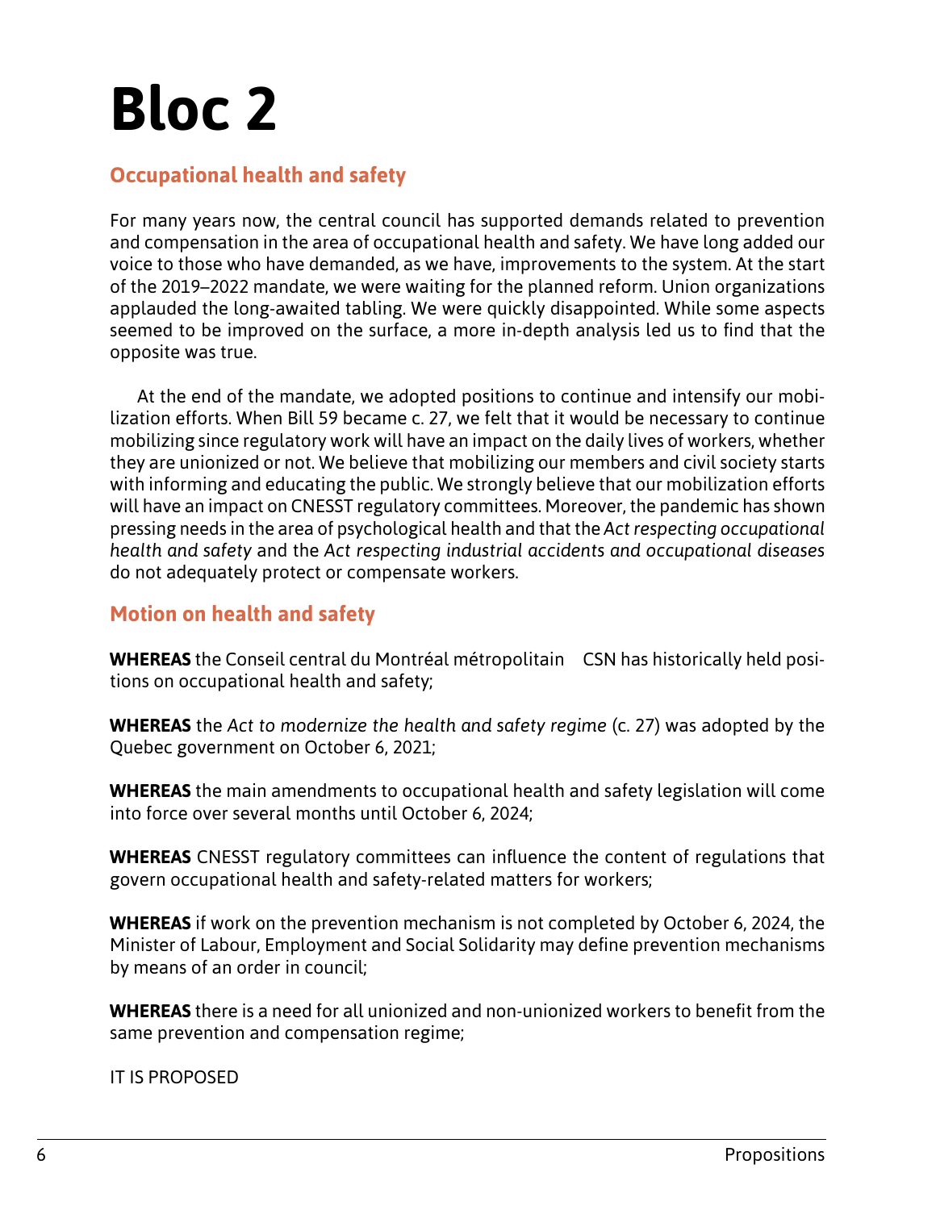# Bloc 2

## Occupational health and safety

For many years now, the central council has supported demands related to prevention and compensation in the area of occupational health and safety. We have long added our voice to those who have demanded, as we have, improvements to the system. At the start of the 2019–2022 mandate, we were waiting for the planned reform. Union organizations applauded the long-awaited tabling. We were quickly disappointed. While some aspects seemed to be improved on the surface, a more in-depth analysis led us to find that the opposite was true.

At the end of the mandate, we adopted positions to continue and intensify our mobilization efforts. When Bill 59 became c. 27, we felt that it would be necessary to continue mobilizing since regulatory work will have an impact on the daily lives of workers, whether they are unionized or not. We believe that mobilizing our members and civil society starts with informing and educating the public. We strongly believe that our mobilization efforts will have an impact on CNESST regulatory committees. Moreover, the pandemic has shown pressing needs in the area of psychological health and that the *Act respecting occupational health and safety* and the *Act respecting industrial accidents and occupational diseases* do not adequately protect or compensate workers.

## Motion on health and safety

**WHEREAS** the Conseil central du Montréal métropolitain CSN has historically held positions on occupational health and safety;

**WHEREAS** the *Act to modernize the health and safety regime* (c. 27) was adopted by the Quebec government on October 6, 2021;

**WHEREAS** the main amendments to occupational health and safety legislation will come into force over several months until October 6, 2024;

**WHEREAS** CNESST regulatory committees can influence the content of regulations that govern occupational health and safety-related matters for workers;

**WHEREAS** if work on the prevention mechanism is not completed by October 6, 2024, the Minister of Labour, Employment and Social Solidarity may define prevention mechanisms by means of an order in council;

**WHEREAS** there is a need for all unionized and non-unionized workers to benefit from the same prevention and compensation regime;

IT IS PROPOSED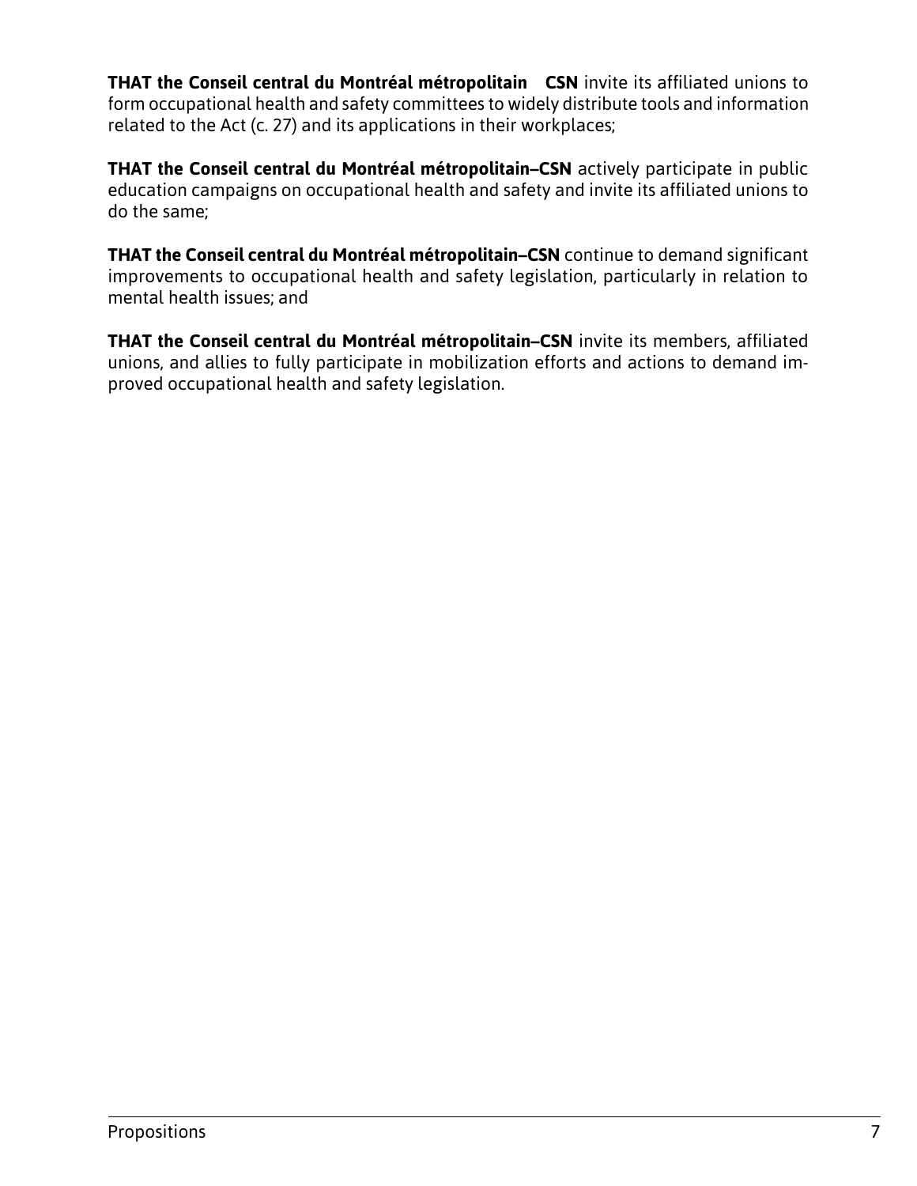**THAT the Conseil central du Montréal métropolitain CSN** invite its affiliated unions to form occupational health and safety committees to widely distribute tools and information related to the Act (c. 27) and its applications in their workplaces;

**THAT the Conseil central du Montréal métropolitain–CSN** actively participate in public education campaigns on occupational health and safety and invite its affiliated unions to do the same;

**THAT the Conseil central du Montréal métropolitain–CSN** continue to demand significant improvements to occupational health and safety legislation, particularly in relation to mental health issues; and

**THAT the Conseil central du Montréal métropolitain–CSN** invite its members, affiliated unions, and allies to fully participate in mobilization efforts and actions to demand improved occupational health and safety legislation.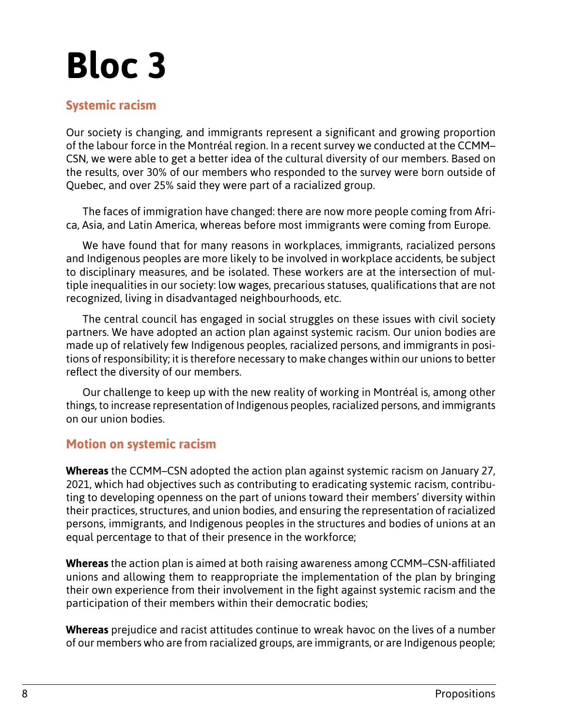# Bloc 3

## Systemic racism

Our society is changing, and immigrants represent a significant and growing proportion of the labour force in the Montréal region. In a recent survey we conducted at the CCMM–CSN, we were able to get a better idea of the cultural diversity of our members. Based on the results, over 30% of our members who responded to the survey were born outside of Quebec, and over 25% said they were part of a racialized group.

The faces of immigration have changed: there are now more people coming from Africa, Asia, and Latin America, whereas before most immigrants were coming from Europe.

We have found that for many reasons in workplaces, immigrants, racialized persons and Indigenous peoples are more likely to be involved in workplace accidents, be subject to disciplinary measures, and be isolated. These workers are at the intersection of multiple inequalities in our society: low wages, precarious statuses, qualifications that are not recognized, living in disadvantaged neighbourhoods, etc.

The central council has engaged in social struggles on these issues with civil society partners. We have adopted an action plan against systemic racism. Our union bodies are made up of relatively few Indigenous peoples, racialized persons, and immigrants in positions of responsibility; it is therefore necessary to make changes within our unions to better reflect the diversity of our members.

Our challenge to keep up with the new reality of working in Montréal is, among other things, to increase representation of Indigenous peoples, racialized persons, and immigrants on our union bodies.

## Motion on systemic racism

**Whereas** the CCMM–CSN adopted the action plan against systemic racism on January 27, 2021, which had objectives such as contributing to eradicating systemic racism, contributing to developing openness on the part of unions toward their members' diversity within their practices, structures, and union bodies, and ensuring the representation of racialized persons, immigrants, and Indigenous peoples in the structures and bodies of unions at an equal percentage to that of their presence in the workforce;

**Whereas** the action plan is aimed at both raising awareness among CCMM–CSN-affiliated unions and allowing them to reappropriate the implementation of the plan by bringing their own experience from their involvement in the fight against systemic racism and the participation of their members within their democratic bodies;

**Whereas** prejudice and racist attitudes continue to wreak havoc on the lives of a number of our members who are from racialized groups, are immigrants, or are Indigenous people;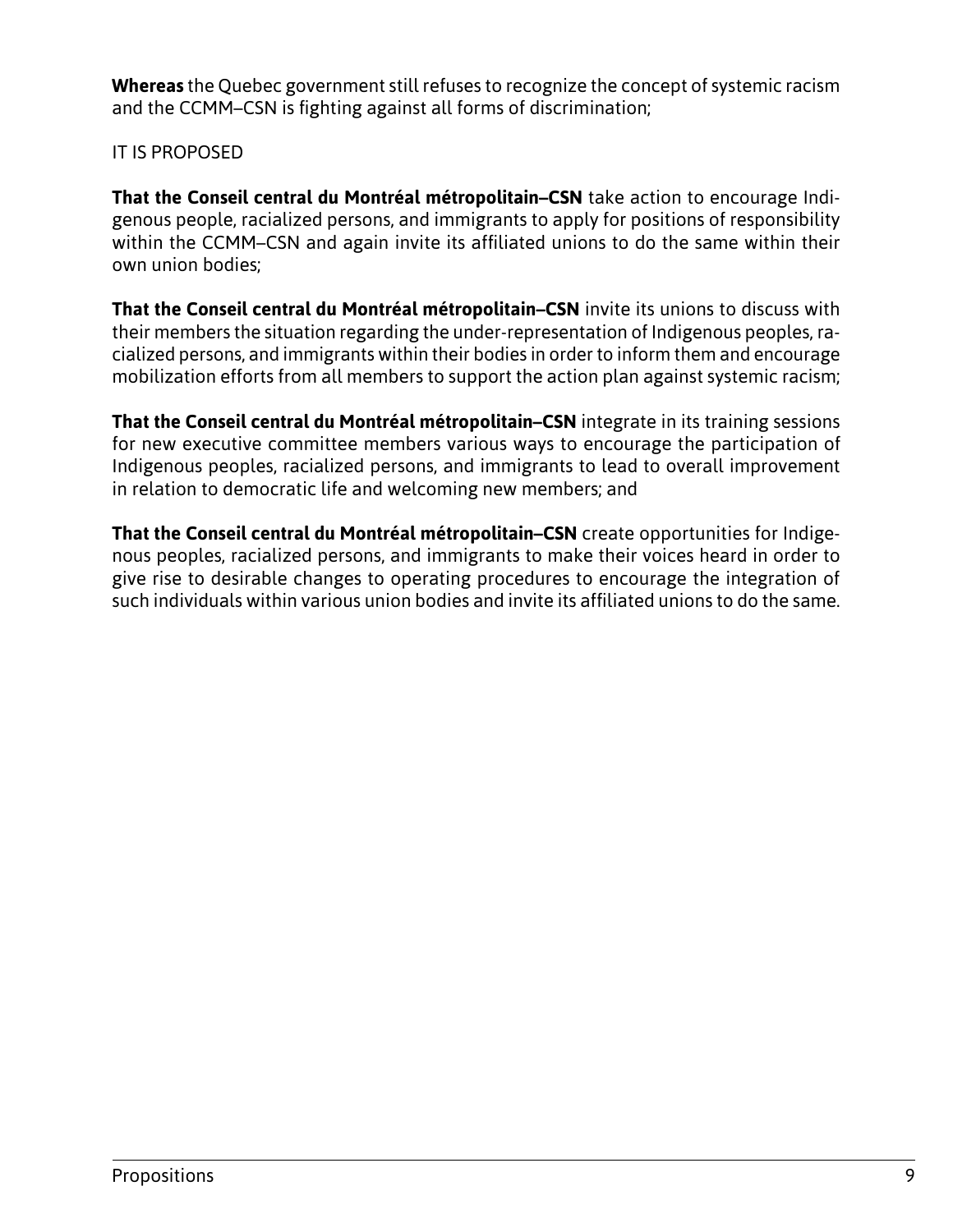**Whereas** the Quebec government still refuses to recognize the concept of systemic racism and the CCMM–CSN is fighting against all forms of discrimination;

IT IS PROPOSED

**That the Conseil central du Montréal métropolitain–CSN** take action to encourage Indigenous people, racialized persons, and immigrants to apply for positions of responsibility within the CCMM–CSN and again invite its affiliated unions to do the same within their own union bodies;

**That the Conseil central du Montréal métropolitain–CSN** invite its unions to discuss with their members the situation regarding the under-representation of Indigenous peoples, racialized persons, and immigrants within their bodies in order to inform them and encourage mobilization efforts from all members to support the action plan against systemic racism;

**That the Conseil central du Montréal métropolitain–CSN** integrate in its training sessions for new executive committee members various ways to encourage the participation of Indigenous peoples, racialized persons, and immigrants to lead to overall improvement in relation to democratic life and welcoming new members; and

**That the Conseil central du Montréal métropolitain–CSN** create opportunities for Indigenous peoples, racialized persons, and immigrants to make their voices heard in order to give rise to desirable changes to operating procedures to encourage the integration of such individuals within various union bodies and invite its affiliated unions to do the same.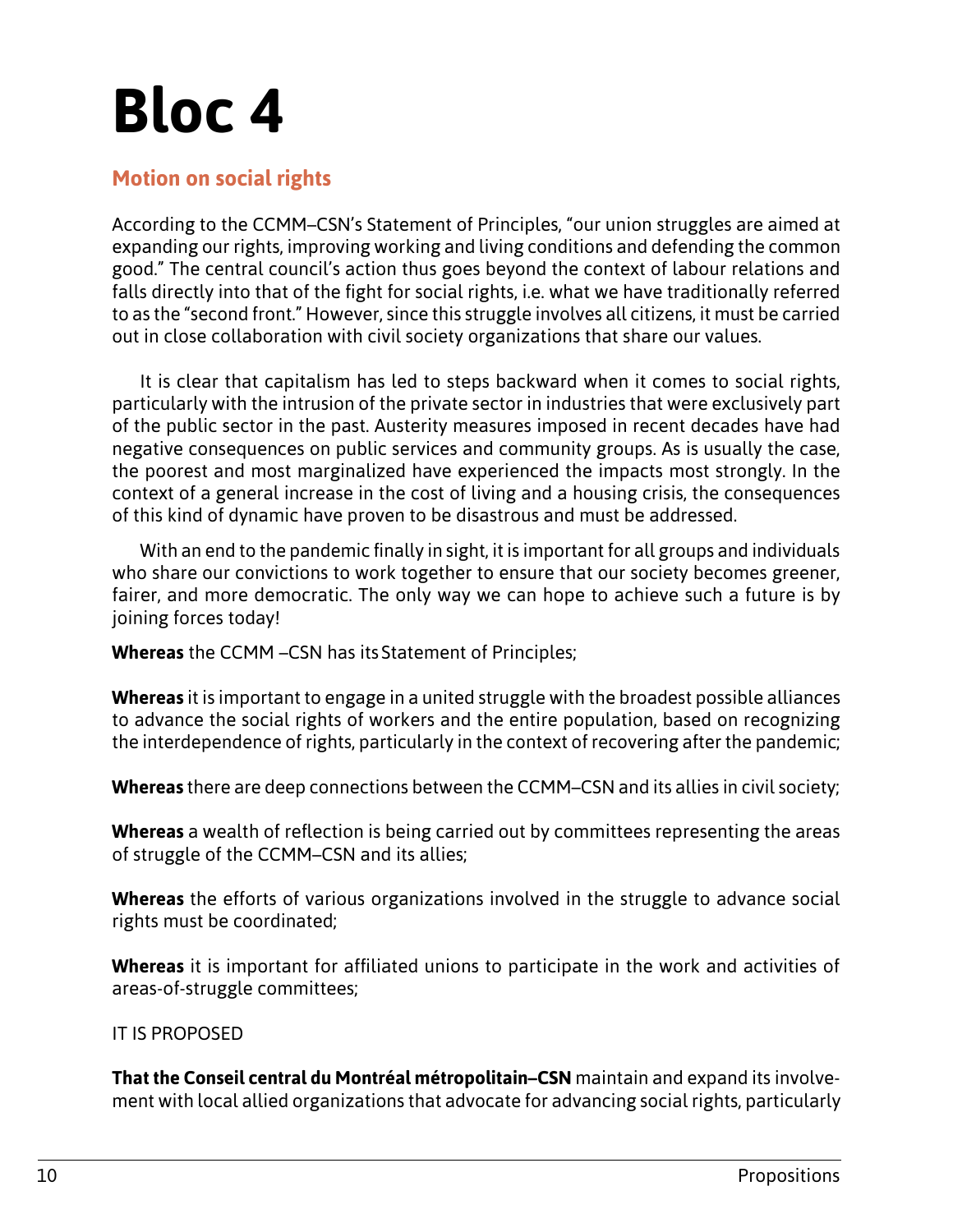# Bloc 4

## Motion on social rights

According to the CCMM–CSN's Statement of Principles, "our union struggles are aimed at expanding our rights, improving working and living conditions and defending the common good." The central council's action thus goes beyond the context of labour relations and falls directly into that of the fight for social rights, i.e. what we have traditionally referred to as the "second front." However, since this struggle involves all citizens, it must be carried out in close collaboration with civil society organizations that share our values.

It is clear that capitalism has led to steps backward when it comes to social rights, particularly with the intrusion of the private sector in industries that were exclusively part of the public sector in the past. Austerity measures imposed in recent decades have had negative consequences on public services and community groups. As is usually the case, the poorest and most marginalized have experienced the impacts most strongly. In the context of a general increase in the cost of living and a housing crisis, the consequences of this kind of dynamic have proven to be disastrous and must be addressed.

With an end to the pandemic finally in sight, it is important for all groups and individuals who share our convictions to work together to ensure that our society becomes greener, fairer, and more democratic. The only way we can hope to achieve such a future is by joining forces today!

**Whereas** the CCMM –CSN has its Statement of Principles;

**Whereas** it is important to engage in a united struggle with the broadest possible alliances to advance the social rights of workers and the entire population, based on recognizing the interdependence of rights, particularly in the context of recovering after the pandemic;

**Whereas** there are deep connections between the CCMM–CSN and its allies in civil society;

**Whereas** a wealth of reflection is being carried out by committees representing the areas of struggle of the CCMM–CSN and its allies;

**Whereas** the efforts of various organizations involved in the struggle to advance social rights must be coordinated;

**Whereas** it is important for affiliated unions to participate in the work and activities of areas-of-struggle committees;

IT IS PROPOSED

**That the Conseil central du Montréal métropolitain–CSN** maintain and expand its involvement with local allied organizations that advocate for advancing social rights, particularly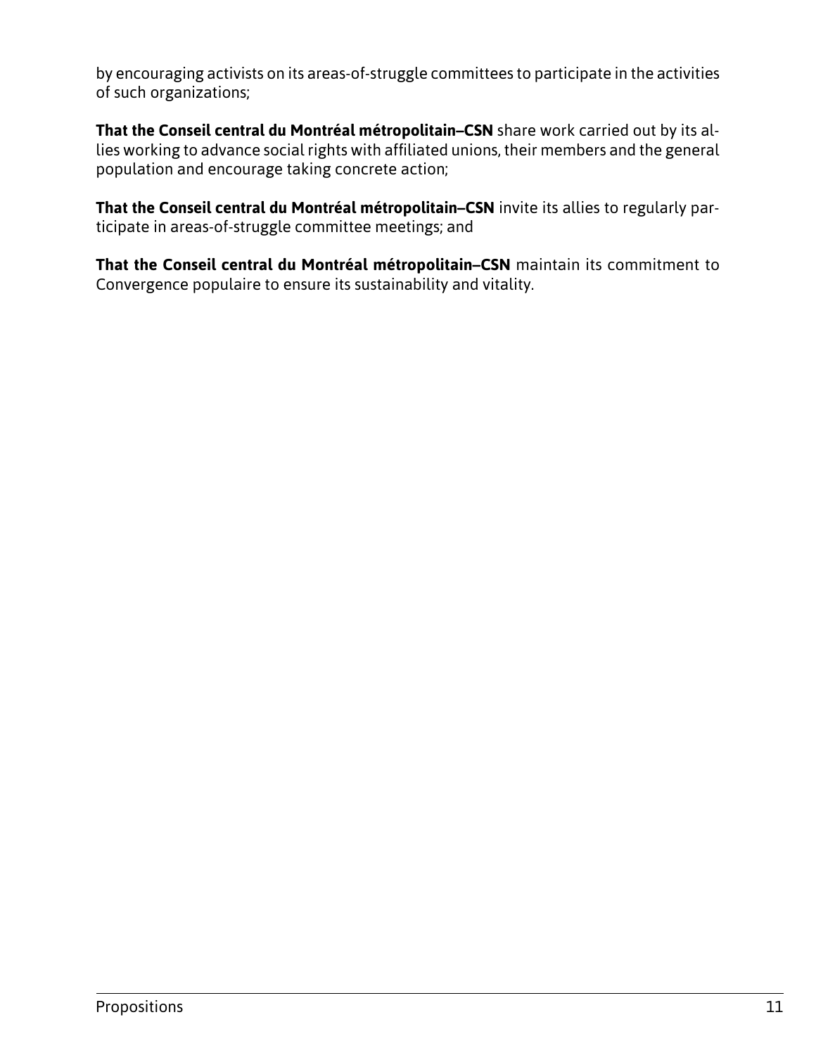by encouraging activists on its areas-of-struggle committees to participate in the activities of such organizations;

**That the Conseil central du Montréal métropolitain–CSN** share work carried out by its allies working to advance social rights with affiliated unions, their members and the general population and encourage taking concrete action;

**That the Conseil central du Montréal métropolitain–CSN** invite its allies to regularly participate in areas-of-struggle committee meetings; and

**That the Conseil central du Montréal métropolitain–CSN** maintain its commitment to Convergence populaire to ensure its sustainability and vitality.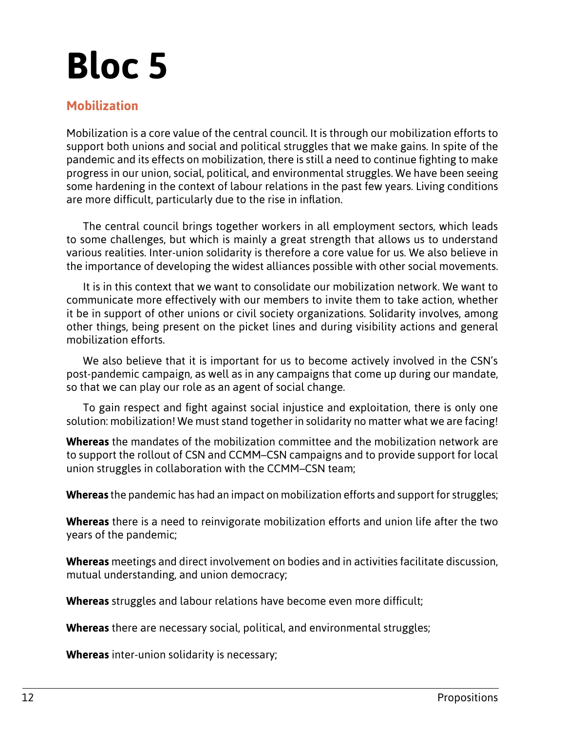# Bloc 5

## Mobilization

Mobilization is a core value of the central council. It is through our mobilization efforts to support both unions and social and political struggles that we make gains. In spite of the pandemic and its effects on mobilization, there is still a need to continue fighting to make progress in our union, social, political, and environmental struggles. We have been seeing some hardening in the context of labour relations in the past few years. Living conditions are more difficult, particularly due to the rise in inflation.

The central council brings together workers in all employment sectors, which leads to some challenges, but which is mainly a great strength that allows us to understand various realities. Inter-union solidarity is therefore a core value for us. We also believe in the importance of developing the widest alliances possible with other social movements.

It is in this context that we want to consolidate our mobilization network. We want to communicate more effectively with our members to invite them to take action, whether it be in support of other unions or civil society organizations. Solidarity involves, among other things, being present on the picket lines and during visibility actions and general mobilization efforts.

We also believe that it is important for us to become actively involved in the CSN's post-pandemic campaign, as well as in any campaigns that come up during our mandate, so that we can play our role as an agent of social change.

To gain respect and fight against social injustice and exploitation, there is only one solution: mobilization! We must stand together in solidarity no matter what we are facing!

**Whereas** the mandates of the mobilization committee and the mobilization network are to support the rollout of CSN and CCMM–CSN campaigns and to provide support for local union struggles in collaboration with the CCMM–CSN team;

**Whereas** the pandemic has had an impact on mobilization efforts and support for struggles;

**Whereas** there is a need to reinvigorate mobilization efforts and union life after the two years of the pandemic;

**Whereas** meetings and direct involvement on bodies and in activities facilitate discussion, mutual understanding, and union democracy;

**Whereas** struggles and labour relations have become even more difficult;

**Whereas** there are necessary social, political, and environmental struggles;

**Whereas** inter-union solidarity is necessary;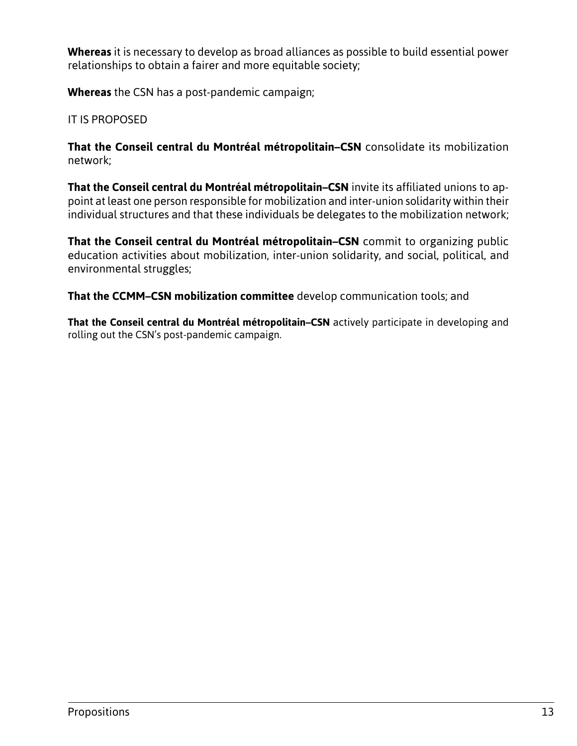**Whereas** it is necessary to develop as broad alliances as possible to build essential power relationships to obtain a fairer and more equitable society;

**Whereas** the CSN has a post-pandemic campaign;

IT IS PROPOSED

**That the Conseil central du Montréal métropolitain–CSN** consolidate its mobilization network;

**That the Conseil central du Montréal métropolitain–CSN** invite its affiliated unions to appoint at least one person responsible for mobilization and inter-union solidarity within their individual structures and that these individuals be delegates to the mobilization network;

**That the Conseil central du Montréal métropolitain–CSN** commit to organizing public education activities about mobilization, inter-union solidarity, and social, political, and environmental struggles;

**That the CCMM–CSN mobilization committee** develop communication tools; and

**That the Conseil central du Montréal métropolitain–CSN** actively participate in developing and rolling out the CSN's post-pandemic campaign.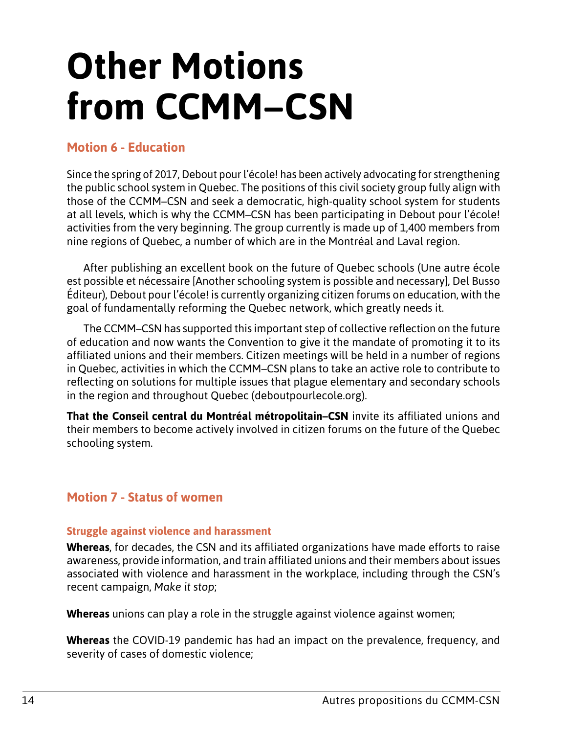# Other Motions from CCMM–CSN

## Motion 6 - Education

Since the spring of 2017, Debout pour l'école! has been actively advocating for strengthening the public school system in Quebec. The positions of this civil society group fully align with those of the CCMM–CSN and seek a democratic, high-quality school system for students at all levels, which is why the CCMM–CSN has been participating in Debout pour l'école! activities from the very beginning. The group currently is made up of 1,400 members from nine regions of Quebec, a number of which are in the Montréal and Laval region.

After publishing an excellent book on the future of Quebec schools (Une autre école est possible et nécessaire [Another schooling system is possible and necessary], Del Busso Éditeur), Debout pour l'école! is currently organizing citizen forums on education, with the goal of fundamentally reforming the Quebec network, which greatly needs it.

The CCMM–CSN has supported this important step of collective reflection on the future of education and now wants the Convention to give it the mandate of promoting it to its affiliated unions and their members. Citizen meetings will be held in a number of regions in Quebec, activities in which the CCMM–CSN plans to take an active role to contribute to reflecting on solutions for multiple issues that plague elementary and secondary schools in the region and throughout Quebec (deboutpourlecole.org).

**That the Conseil central du Montréal métropolitain–CSN** invite its affiliated unions and their members to become actively involved in citizen forums on the future of the Quebec schooling system.

## Motion 7 - Status of women

### Struggle against violence and harassment

**Whereas**, for decades, the CSN and its affiliated organizations have made efforts to raise awareness, provide information, and train affiliated unions and their members about issues associated with violence and harassment in the workplace, including through the CSN's recent campaign, *Make it stop*;

**Whereas** unions can play a role in the struggle against violence against women;

**Whereas** the COVID-19 pandemic has had an impact on the prevalence, frequency, and severity of cases of domestic violence;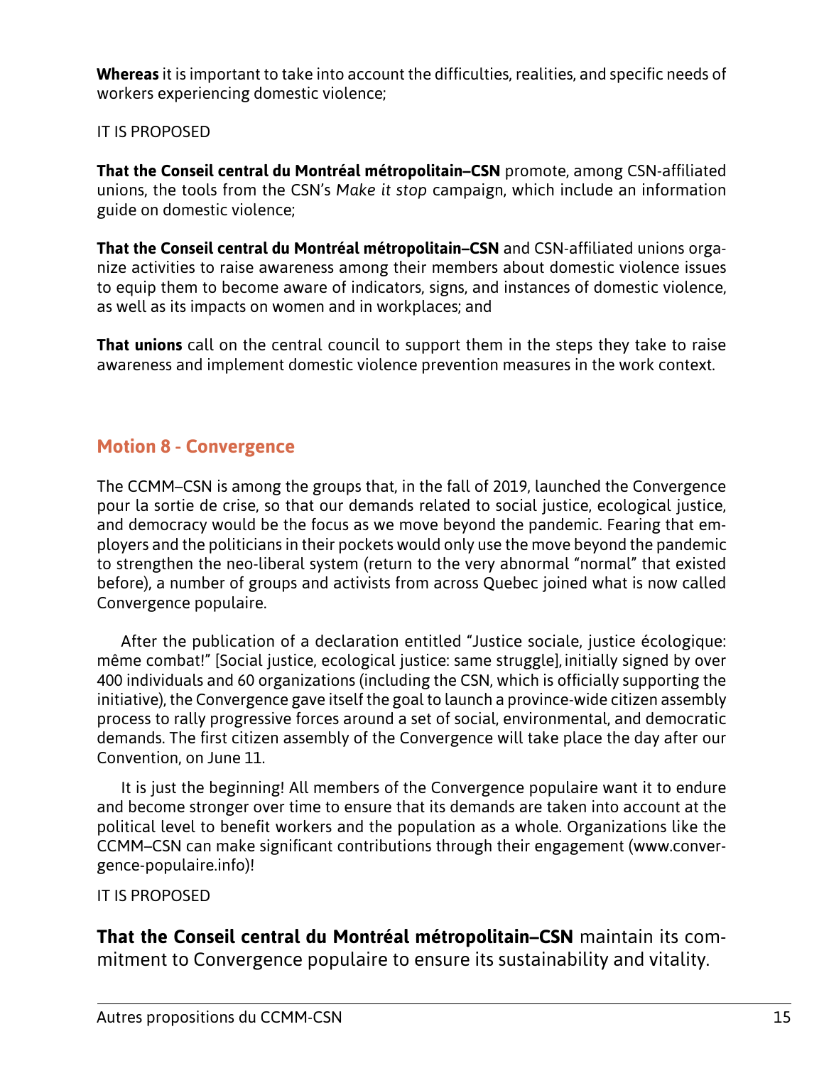**Whereas** it is important to take into account the difficulties, realities, and specific needs of workers experiencing domestic violence;

IT IS PROPOSED

**That the Conseil central du Montréal métropolitain–CSN** promote, among CSN-affiliated unions, the tools from the CSN's *Make it stop* campaign, which include an information guide on domestic violence;

**That the Conseil central du Montréal métropolitain–CSN** and CSN-affiliated unions organize activities to raise awareness among their members about domestic violence issues to equip them to become aware of indicators, signs, and instances of domestic violence, as well as its impacts on women and in workplaces; and

**That unions** call on the central council to support them in the steps they take to raise awareness and implement domestic violence prevention measures in the work context.

## Motion 8 - Convergence

The CCMM–CSN is among the groups that, in the fall of 2019, launched the Convergence pour la sortie de crise, so that our demands related to social justice, ecological justice, and democracy would be the focus as we move beyond the pandemic. Fearing that employers and the politicians in their pockets would only use the move beyond the pandemic to strengthen the neo-liberal system (return to the very abnormal "normal" that existed before), a number of groups and activists from across Quebec joined what is now called Convergence populaire.

After the publication of a declaration entitled "Justice sociale, justice écologique: même combat!" [Social justice, ecological justice: same struggle], initially signed by over 400 individuals and 60 organizations (including the CSN, which is officially supporting the initiative), the Convergence gave itself the goal to launch a province-wide citizen assembly process to rally progressive forces around a set of social, environmental, and democratic demands. The first citizen assembly of the Convergence will take place the day after our Convention, on June 11.

It is just the beginning! All members of the Convergence populaire want it to endure and become stronger over time to ensure that its demands are taken into account at the political level to benefit workers and the population as a whole. Organizations like the CCMM–CSN can make significant contributions through their engagement (www.convergence-populaire.info)!

IT IS PROPOSED

**That the Conseil central du Montréal métropolitain–CSN** maintain its commitment to Convergence populaire to ensure its sustainability and vitality.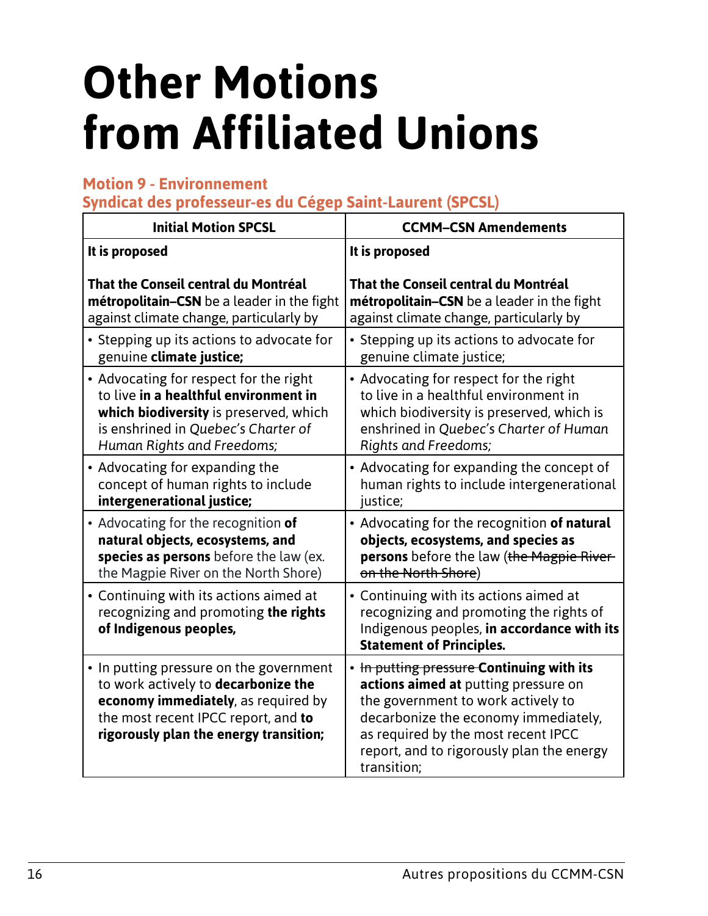# Other Motions from Affiliated Unions

### Motion 9 - Environnement
### Syndicat des professeur-es du Cégep Saint-Laurent (SPCSL)

| Initial Motion SPCSL | CCMM–CSN Amendements |
|---|---|
| **It is proposed**<br><br>**That the Conseil central du Montréal métropolitain–CSN** be a leader in the fight against climate change, particularly by | **It is proposed**<br><br>**That the Conseil central du Montréal métropolitain–CSN** be a leader in the fight against climate change, particularly by |
| • Stepping up its actions to advocate for genuine **climate justice;** | • Stepping up its actions to advocate for genuine climate justice; |
| • Advocating for respect for the right to live **in a healthful environment in which biodiversity** is preserved, which is enshrined in *Quebec's Charter of Human Rights and Freedoms;* | • Advocating for respect for the right to live in a healthful environment in which biodiversity is preserved, which is enshrined in *Quebec's Charter of Human Rights and Freedoms;* |
| • Advocating for expanding the concept of human rights to include **intergenerational justice;** | • Advocating for expanding the concept of human rights to include intergenerational justice; |
| • Advocating for the recognition **of natural objects, ecosystems, and species as persons** before the law (ex. the Magpie River on the North Shore) | • Advocating for the recognition **of natural objects, ecosystems, and species as persons** before the law (~~the Magpie River on the North Shore~~) |
| • Continuing with its actions aimed at recognizing and promoting **the rights of Indigenous peoples,** | • Continuing with its actions aimed at recognizing and promoting the rights of Indigenous peoples, **in accordance with its Statement of Principles.** |
| • In putting pressure on the government to work actively to **decarbonize the economy immediately**, as required by the most recent IPCC report, and **to rigorously plan the energy transition;** | • ~~In putting pressure~~ **Continuing with its actions aimed at** putting pressure on the government to work actively to decarbonize the economy immediately, as required by the most recent IPCC report, and to rigorously plan the energy transition; |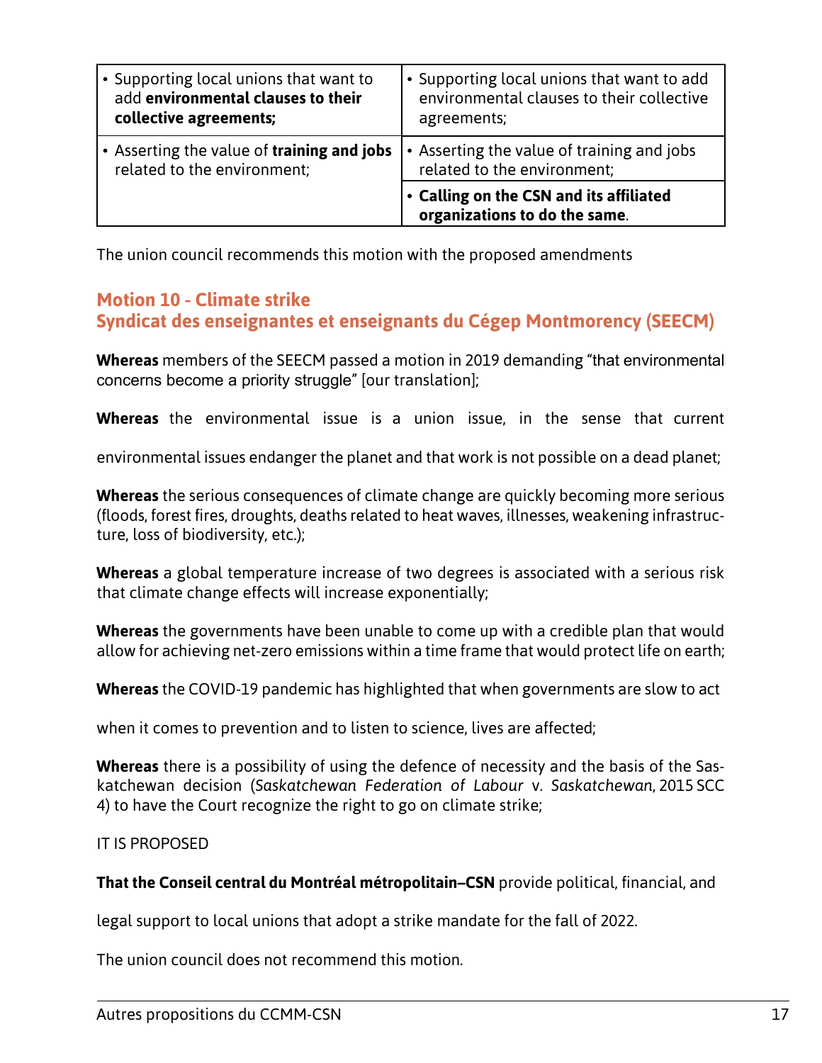| | |
|---|---|
| • Supporting local unions that want to add **environmental clauses to their collective agreements;** | • Supporting local unions that want to add environmental clauses to their collective agreements; |
| • Asserting the value of **training and jobs** related to the environment; | • Asserting the value of training and jobs related to the environment; |
| | • **Calling on the CSN and its affiliated organizations to do the same**. |

The union council recommends this motion with the proposed amendments

## Motion 10 - Climate strike
## Syndicat des enseignantes et enseignants du Cégep Montmorency (SEECM)

**Whereas** members of the SEECM passed a motion in 2019 demanding "that environmental concerns become a priority struggle" [our translation];

**Whereas** the environmental issue is a union issue, in the sense that current environmental issues endanger the planet and that work is not possible on a dead planet;

**Whereas** the serious consequences of climate change are quickly becoming more serious (floods, forest fires, droughts, deaths related to heat waves, illnesses, weakening infrastructure, loss of biodiversity, etc.);

**Whereas** a global temperature increase of two degrees is associated with a serious risk that climate change effects will increase exponentially;

**Whereas** the governments have been unable to come up with a credible plan that would allow for achieving net-zero emissions within a time frame that would protect life on earth;

**Whereas** the COVID-19 pandemic has highlighted that when governments are slow to act when it comes to prevention and to listen to science, lives are affected;

**Whereas** there is a possibility of using the defence of necessity and the basis of the Saskatchewan decision (*Saskatchewan Federation of Labour* v. *Saskatchewan*, 2015 SCC 4) to have the Court recognize the right to go on climate strike;

IT IS PROPOSED

**That the Conseil central du Montréal métropolitain–CSN** provide political, financial, and legal support to local unions that adopt a strike mandate for the fall of 2022.

The union council does not recommend this motion.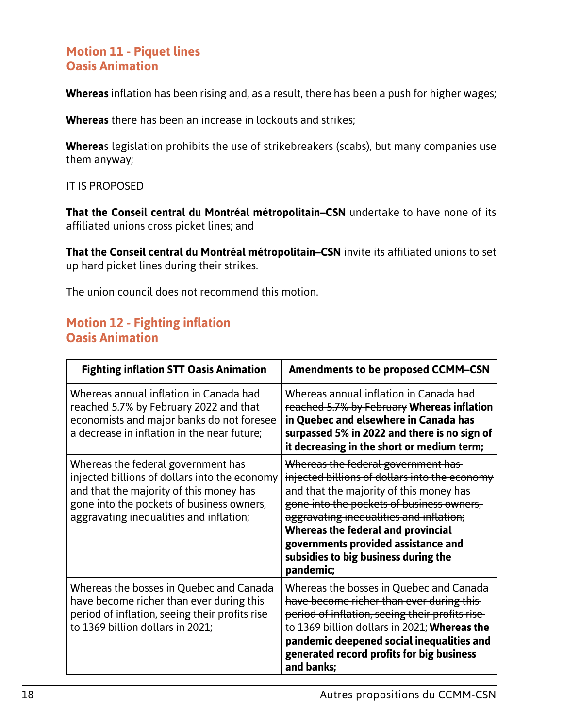## Motion 11 - Piquet lines
## Oasis Animation

**Whereas** inflation has been rising and, as a result, there has been a push for higher wages;

**Whereas** there has been an increase in lockouts and strikes;

**Wherea**s legislation prohibits the use of strikebreakers (scabs), but many companies use them anyway;

IT IS PROPOSED

**That the Conseil central du Montréal métropolitain–CSN** undertake to have none of its affiliated unions cross picket lines; and

**That the Conseil central du Montréal métropolitain–CSN** invite its affiliated unions to set up hard picket lines during their strikes.

The union council does not recommend this motion.

## Motion 12 - Fighting inflation
## Oasis Animation

| Fighting inflation STT Oasis Animation | Amendments to be proposed CCMM–CSN |
|---|---|
| Whereas annual inflation in Canada had reached 5.7% by February 2022 and that economists and major banks do not foresee a decrease in inflation in the near future; | ~~Whereas annual inflation in Canada had reached 5.7% by February~~ **Whereas inflation in Quebec and elsewhere in Canada has surpassed 5% in 2022 and there is no sign of it decreasing in the short or medium term;** |
| Whereas the federal government has injected billions of dollars into the economy and that the majority of this money has gone into the pockets of business owners, aggravating inequalities and inflation; | ~~Whereas the federal government has injected billions of dollars into the economy and that the majority of this money has gone into the pockets of business owners, aggravating inequalities and inflation;~~ **Whereas the federal and provincial governments provided assistance and subsidies to big business during the pandemic;** |
| Whereas the bosses in Quebec and Canada have become richer than ever during this period of inflation, seeing their profits rise to 1369 billion dollars in 2021; | ~~Whereas the bosses in Quebec and Canada have become richer than ever during this period of inflation, seeing their profits rise to 1369 billion dollars in 2021;~~ **Whereas the pandemic deepened social inequalities and generated record profits for big business and banks;** |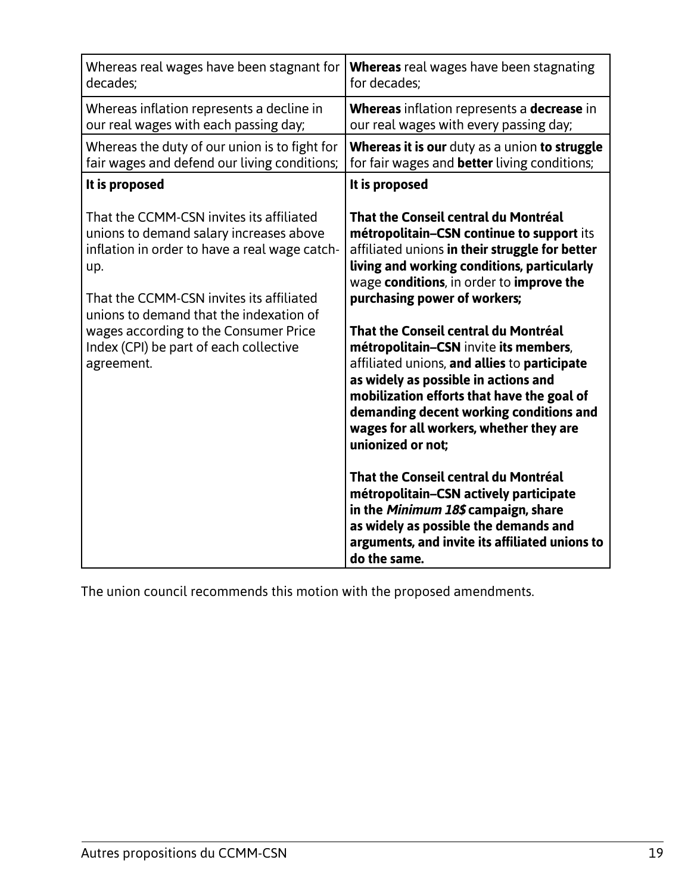| | |
|---|---|
| Whereas real wages have been stagnant for decades; | **Whereas** real wages have been stagnating for decades; |
| Whereas inflation represents a decline in our real wages with each passing day; | **Whereas** inflation represents a **decrease** in our real wages with every passing day; |
| Whereas the duty of our union is to fight for fair wages and defend our living conditions; | **Whereas it is our** duty as a union **to struggle** for fair wages and **better** living conditions; |
| **It is proposed**<br><br>That the CCMM-CSN invites its affiliated unions to demand salary increases above inflation in order to have a real wage catch-up.<br><br>That the CCMM-CSN invites its affiliated unions to demand that the indexation of wages according to the Consumer Price Index (CPI) be part of each collective agreement. | **It is proposed**<br><br>**That the Conseil central du Montréal métropolitain–CSN continue to support** its affiliated unions **in their struggle for better living and working conditions, particularly** wage **conditions**, in order to **improve the purchasing power of workers;**<br><br>**That the Conseil central du Montréal métropolitain–CSN** invite **its members**, affiliated unions, **and allies** to **participate as widely as possible in actions and mobilization efforts that have the goal of demanding decent working conditions and wages for all workers, whether they are unionized or not;**<br><br>**That the Conseil central du Montréal métropolitain–CSN actively participate in the *Minimum 18$* campaign, share as widely as possible the demands and arguments, and invite its affiliated unions to do the same.** |

The union council recommends this motion with the proposed amendments.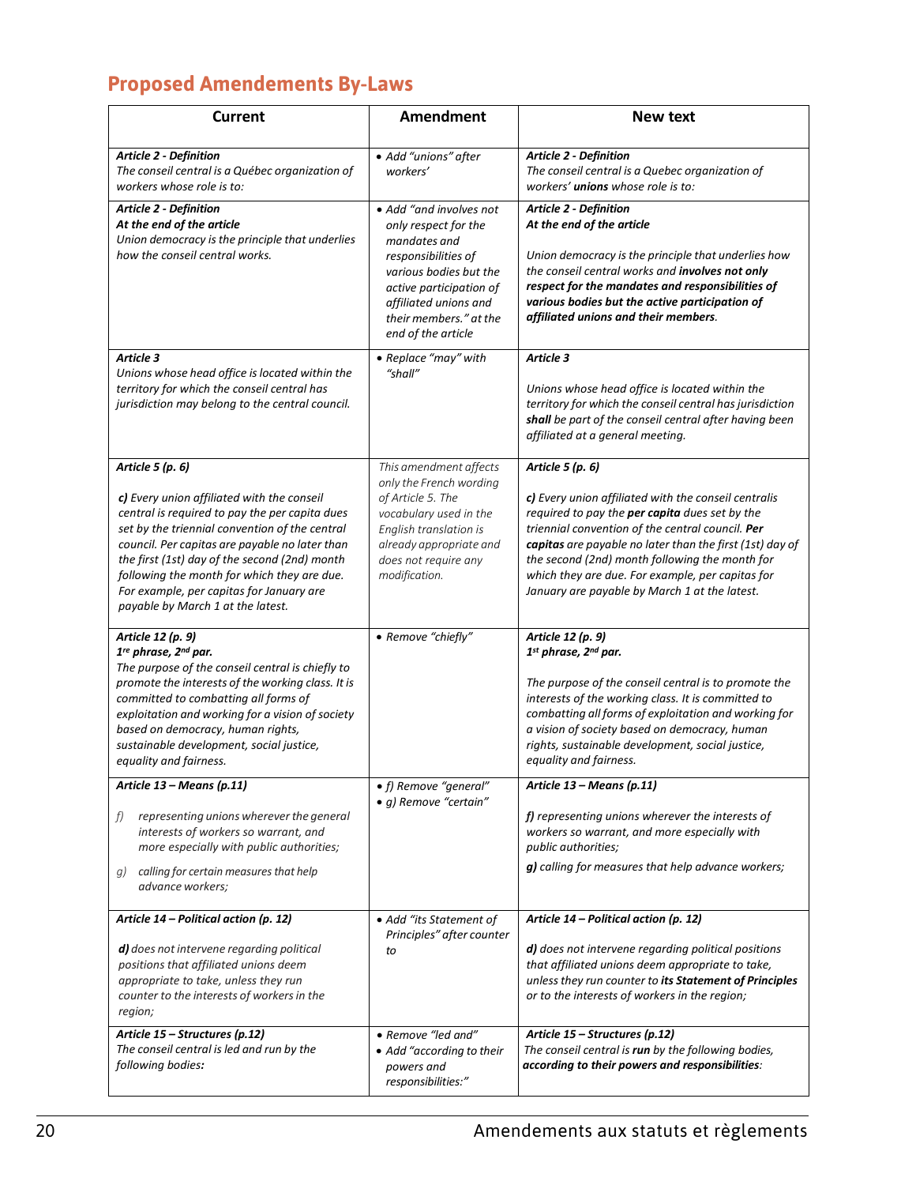## Proposed Amendements By-Laws

| Current | Amendment | New text |
|---|---|---|
| ***Article 2 - Definition*** *The conseil central is a Québec organization of workers whose role is to:* | • *Add "unions" after workers'* | ***Article 2 - Definition*** *The conseil central is a Quebec organization of workers'* ***unions*** *whose role is to:* |
| ***Article 2 - Definition*** ***At the end of the article*** *Union democracy is the principle that underlies how the conseil central works.* | • *Add "and involves not only respect for the mandates and responsibilities of various bodies but the active participation of affiliated unions and their members." at the end of the article* | ***Article 2 - Definition*** ***At the end of the article*** *Union democracy is the principle that underlies how the conseil central works and* ***involves not only respect for the mandates and responsibilities of various bodies but the active participation of affiliated unions and their members****.* |
| ***Article 3*** *Unions whose head office is located within the territory for which the conseil central has jurisdiction may belong to the central council.* | • *Replace "may" with "shall"* | ***Article 3*** *Unions whose head office is located within the territory for which the conseil central has jurisdiction* ***shall*** *be part of the conseil central after having been affiliated at a general meeting.* |
| ***Article 5 (p. 6)*** ***c)*** *Every union affiliated with the conseil central is required to pay the per capita dues set by the triennial convention of the central council. Per capitas are payable no later than the first (1st) day of the second (2nd) month following the month for which they are due. For example, per capitas for January are payable by March 1 at the latest.* | *This amendment affects only the French wording of Article 5. The vocabulary used in the English translation is already appropriate and does not require any modification.* | ***Article 5 (p. 6)*** ***c)*** *Every union affiliated with the conseil centralis required to pay the* ***per capita*** *dues set by the triennial convention of the central council.* ***Per capitas*** *are payable no later than the first (1st) day of the second (2nd) month following the month for which they are due. For example, per capitas for January are payable by March 1 at the latest.* |
| ***Article 12 (p. 9)*** ***1re phrase, 2nd par.*** *The purpose of the conseil central is chiefly to promote the interests of the working class. It is committed to combatting all forms of exploitation and working for a vision of society based on democracy, human rights, sustainable development, social justice, equality and fairness.* | • *Remove "chiefly"* | ***Article 12 (p. 9)*** ***1st phrase, 2nd par.*** *The purpose of the conseil central is to promote the interests of the working class. It is committed to combatting all forms of exploitation and working for a vision of society based on democracy, human rights, sustainable development, social justice, equality and fairness.* |
| ***Article 13 – Means (p.11)*** *f) representing unions wherever the general interests of workers so warrant, and more especially with public authorities;* *g) calling for certain measures that help advance workers;* | • *f) Remove "general"* • *g) Remove "certain"* | ***Article 13 – Means (p.11)*** ***f)*** *representing unions wherever the interests of workers so warrant, and more especially with public authorities;* ***g)*** *calling for measures that help advance workers;* |
| ***Article 14 – Political action (p. 12)*** ***d)*** *does not intervene regarding political positions that affiliated unions deem appropriate to take, unless they run counter to the interests of workers in the region;* | • *Add "its Statement of Principles" after counter to* | ***Article 14 – Political action (p. 12)*** ***d)*** *does not intervene regarding political positions that affiliated unions deem appropriate to take, unless they run counter to* ***its Statement of Principles*** *or to the interests of workers in the region;* |
| ***Article 15 – Structures (p.12)*** *The conseil central is led and run by the following bodies:* | • *Remove "led and"* • *Add "according to their powers and responsibilities:"* | ***Article 15 – Structures (p.12)*** *The conseil central is* ***run*** *by the following bodies,* ***according to their powers and responsibilities****:* |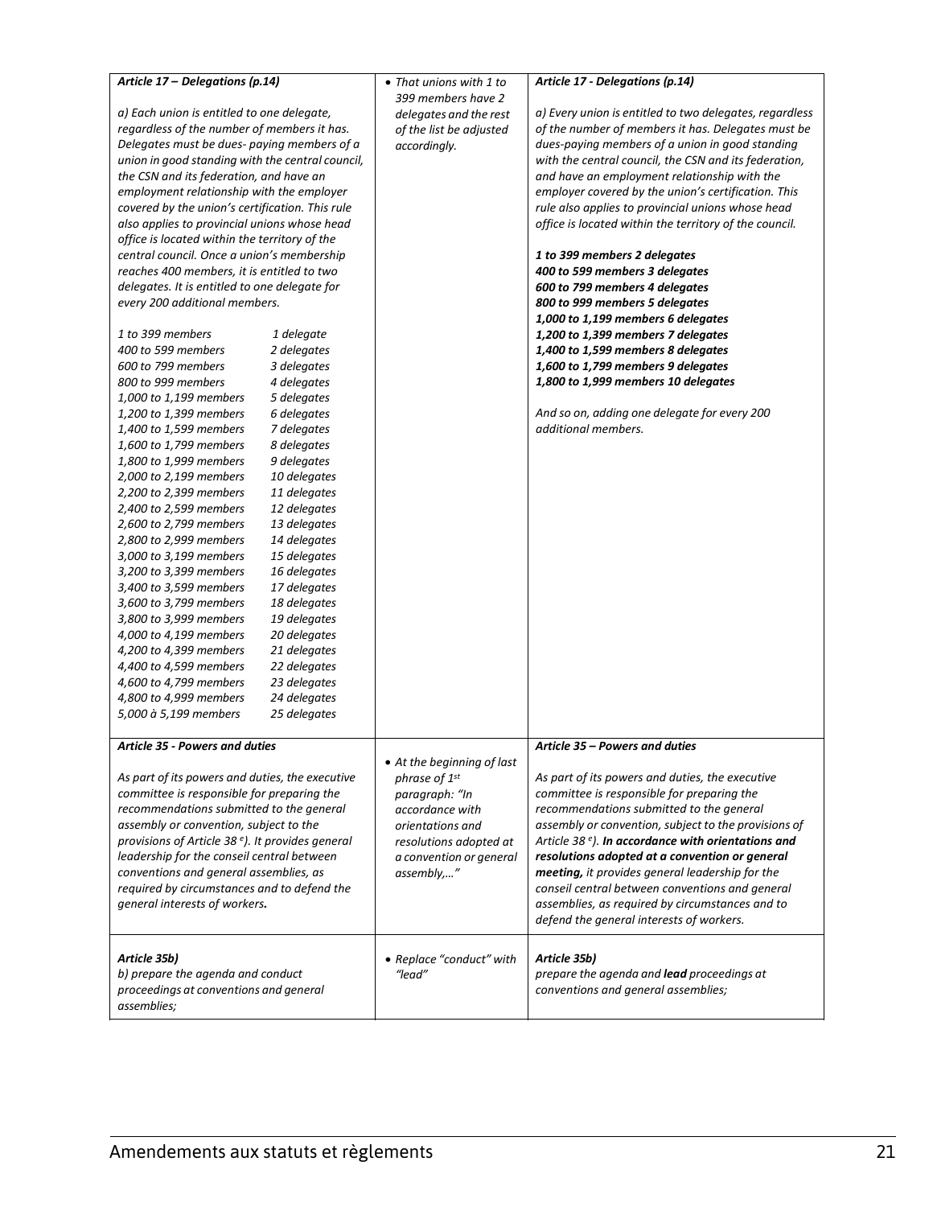| | | |
|---|---|---|
| ***Article 17 – Delegations (p.14)***<br><br>*a) Each union is entitled to one delegate, regardless of the number of members it has. Delegates must be dues- paying members of a union in good standing with the central council, the CSN and its federation, and have an employment relationship with the employer covered by the union's certification. This rule also applies to provincial unions whose head office is located within the territory of the central council. Once a union's membership reaches 400 members, it is entitled to two delegates. It is entitled to one delegate for every 200 additional members.*<br><br>*1 to 399 members 1 delegate*<br>*400 to 599 members 2 delegates*<br>*600 to 799 members 3 delegates*<br>*800 to 999 members 4 delegates*<br>*1,000 to 1,199 members 5 delegates*<br>*1,200 to 1,399 members 6 delegates*<br>*1,400 to 1,599 members 7 delegates*<br>*1,600 to 1,799 members 8 delegates*<br>*1,800 to 1,999 members 9 delegates*<br>*2,000 to 2,199 members 10 delegates*<br>*2,200 to 2,399 members 11 delegates*<br>*2,400 to 2,599 members 12 delegates*<br>*2,600 to 2,799 members 13 delegates*<br>*2,800 to 2,999 members 14 delegates*<br>*3,000 to 3,199 members 15 delegates*<br>*3,200 to 3,399 members 16 delegates*<br>*3,400 to 3,599 members 17 delegates*<br>*3,600 to 3,799 members 18 delegates*<br>*3,800 to 3,999 members 19 delegates*<br>*4,000 to 4,199 members 20 delegates*<br>*4,200 to 4,399 members 21 delegates*<br>*4,400 to 4,599 members 22 delegates*<br>*4,600 to 4,799 members 23 delegates*<br>*4,800 to 4,999 members 24 delegates*<br>*5,000 à 5,199 members 25 delegates* | • *That unions with 1 to 399 members have 2 delegates and the rest of the list be adjusted accordingly.* | ***Article 17 - Delegations (p.14)***<br><br>*a) Every union is entitled to two delegates, regardless of the number of members it has. Delegates must be dues-paying members of a union in good standing with the central council, the CSN and its federation, and have an employment relationship with the employer covered by the union's certification. This rule also applies to provincial unions whose head office is located within the territory of the council.*<br><br>***1 to 399 members 2 delegates***<br>***400 to 599 members 3 delegates***<br>***600 to 799 members 4 delegates***<br>***800 to 999 members 5 delegates***<br>***1,000 to 1,199 members 6 delegates***<br>***1,200 to 1,399 members 7 delegates***<br>***1,400 to 1,599 members 8 delegates***<br>***1,600 to 1,799 members 9 delegates***<br>***1,800 to 1,999 members 10 delegates***<br><br>*And so on, adding one delegate for every 200 additional members.* |
| ***Article 35 - Powers and duties***<br><br>*As part of its powers and duties, the executive committee is responsible for preparing the recommendations submitted to the general assembly or convention, subject to the provisions of Article 38 e). It provides general leadership for the conseil central between conventions and general assemblies, as required by circumstances and to defend the general interests of workers.* | • *At the beginning of last phrase of 1st paragraph: "In accordance with orientations and resolutions adopted at a convention or general assembly,…"* | ***Article 35 – Powers and duties***<br><br>*As part of its powers and duties, the executive committee is responsible for preparing the recommendations submitted to the general assembly or convention, subject to the provisions of Article 38 e).* ***In accordance with orientations and resolutions adopted at a convention or general meeting,*** *it provides general leadership for the conseil central between conventions and general assemblies, as required by circumstances and to defend the general interests of workers.* |
| ***Article 35b)***<br>*b) prepare the agenda and conduct proceedings at conventions and general assemblies;* | • *Replace "conduct" with "lead"* | ***Article 35b)***<br>*prepare the agenda and* ***lead*** *proceedings at conventions and general assemblies;* |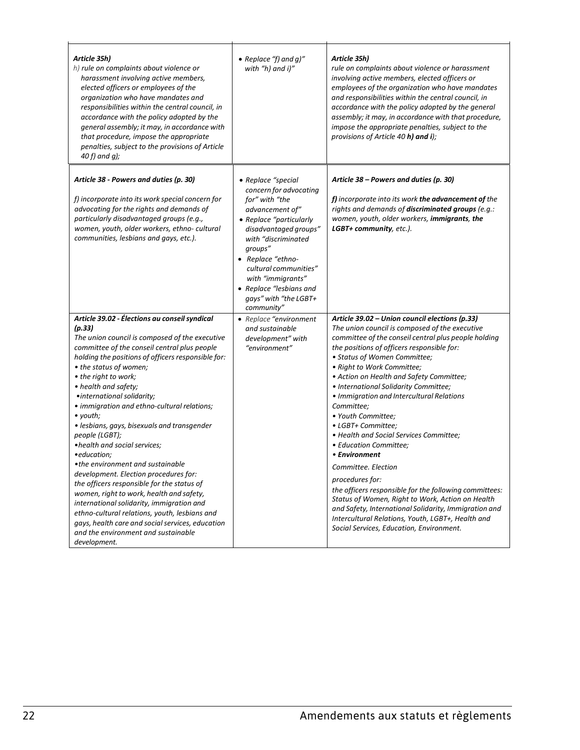| | | |
|---|---|---|
| ***Article 35h)***<br>*h) rule on complaints about violence or harassment involving active members, elected officers or employees of the organization who have mandates and responsibilities within the central council, in accordance with the policy adopted by the general assembly; it may, in accordance with that procedure, impose the appropriate penalties, subject to the provisions of Article 40 f) and g);* | • *Replace "f) and g)" with "h) and i)"* | ***Article 35h)***<br>*rule on complaints about violence or harassment involving active members, elected officers or employees of the organization who have mandates and responsibilities within the central council, in accordance with the policy adopted by the general assembly; it may, in accordance with that procedure, impose the appropriate penalties, subject to the provisions of Article 40* ***h) and i****);* |
| ***Article 38 - Powers and duties (p. 30)***<br><br>*f) incorporate into its work special concern for advocating for the rights and demands of particularly disadvantaged groups (e.g., women, youth, older workers, ethno- cultural communities, lesbians and gays, etc.).* | • *Replace "special concern for advocating for" with "the advancement of"*<br>• *Replace "particularly disadvantaged groups" with "discriminated groups"*<br>• *Replace "ethno-cultural communities" with "immigrants"*<br>• *Replace "lesbians and gays" with "the LGBT+ community"* | ***Article 38 – Powers and duties (p. 30)***<br><br>***f)*** *incorporate into its work* ***the advancement of*** *the rights and demands of* ***discriminated groups*** *(e.g.: women, youth, older workers,* ***immigrants****,* ***the LGBT+ community****, etc.).* |
| ***Article 39.02 - Élections au conseil syndical (p.33)***<br>*The union council is composed of the executive committee of the conseil central plus people holding the positions of officers responsible for:*<br>*• the status of women;*<br>*• the right to work;*<br>*• health and safety;*<br>*•international solidarity;*<br>*• immigration and ethno-cultural relations;*<br>*• youth;*<br>*• lesbians, gays, bisexuals and transgender people (LGBT);*<br>*•health and social services;*<br>*•education;*<br>*•the environment and sustainable development. Election procedures for: the officers responsible for the status of women, right to work, health and safety, international solidarity, immigration and ethno-cultural relations, youth, lesbians and gays, health care and social services, education and the environment and sustainable development.* | • *Replace "environment and sustainable development" with "environment"* | ***Article 39.02 – Union council elections (p.33)***<br>*The union council is composed of the executive committee of the conseil central plus people holding the positions of officers responsible for:*<br>*• Status of Women Committee;*<br>*• Right to Work Committee;*<br>*• Action on Health and Safety Committee;*<br>*• International Solidarity Committee;*<br>*• Immigration and Intercultural Relations Committee;*<br>*• Youth Committee;*<br>*• LGBT+ Committee;*<br>*• Health and Social Services Committee;*<br>*• Education Committee;*<br>***• Environment***<br>*Committee. Election procedures for:*<br>*the officers responsible for the following committees: Status of Women, Right to Work, Action on Health and Safety, International Solidarity, Immigration and Intercultural Relations, Youth, LGBT+, Health and Social Services, Education, Environment.* |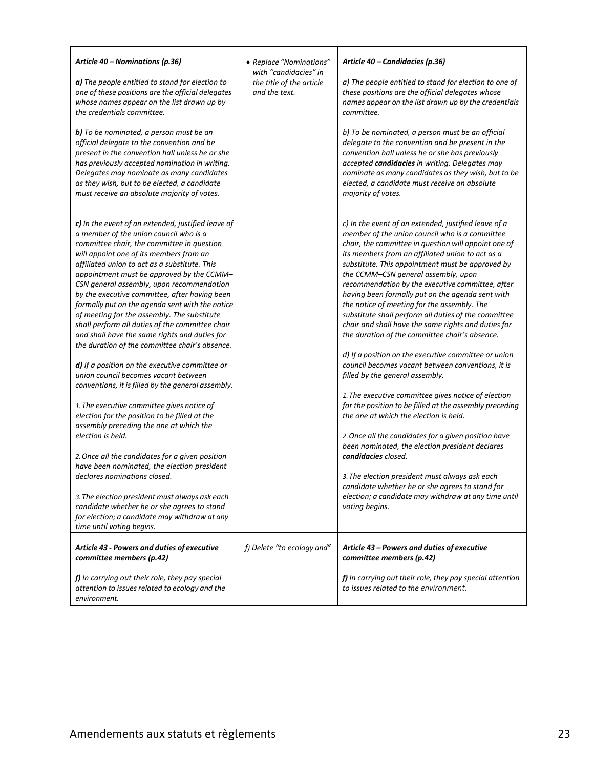| | | |
|---|---|---|
| ***Article 40 – Nominations (p.36)***<br><br>***a)*** *The people entitled to stand for election to one of these positions are the official delegates whose names appear on the list drawn up by the credentials committee.*<br><br>***b)*** *To be nominated, a person must be an official delegate to the convention and be present in the convention hall unless he or she has previously accepted nomination in writing. Delegates may nominate as many candidates as they wish, but to be elected, a candidate must receive an absolute majority of votes.*<br><br>***c)*** *In the event of an extended, justified leave of a member of the union council who is a committee chair, the committee in question will appoint one of its members from an affiliated union to act as a substitute. This appointment must be approved by the CCMM–CSN general assembly, upon recommendation by the executive committee, after having been formally put on the agenda sent with the notice of meeting for the assembly. The substitute shall perform all duties of the committee chair and shall have the same rights and duties for the duration of the committee chair's absence.*<br><br>***d)*** *If a position on the executive committee or union council becomes vacant between conventions, it is filled by the general assembly.*<br><br>*1. The executive committee gives notice of election for the position to be filled at the assembly preceding the one at which the election is held.*<br><br>*2. Once all the candidates for a given position have been nominated, the election president declares nominations closed.*<br><br>*3. The election president must always ask each candidate whether he or she agrees to stand for election; a candidate may withdraw at any time until voting begins.* | • *Replace "Nominations" with "candidacies" in the title of the article and the text.* | ***Article 40 – Candidacies (p.36)***<br><br>*a) The people entitled to stand for election to one of these positions are the official delegates whose names appear on the list drawn up by the credentials committee.*<br><br>*b) To be nominated, a person must be an official delegate to the convention and be present in the convention hall unless he or she has previously accepted* ***candidacies*** *in writing. Delegates may nominate as many candidates as they wish, but to be elected, a candidate must receive an absolute majority of votes.*<br><br>*c) In the event of an extended, justified leave of a member of the union council who is a committee chair, the committee in question will appoint one of its members from an affiliated union to act as a substitute. This appointment must be approved by the CCMM–CSN general assembly, upon recommendation by the executive committee, after having been formally put on the agenda sent with the notice of meeting for the assembly. The substitute shall perform all duties of the committee chair and shall have the same rights and duties for the duration of the committee chair's absence.*<br><br>*d) If a position on the executive committee or union council becomes vacant between conventions, it is filled by the general assembly.*<br><br>*1. The executive committee gives notice of election for the position to be filled at the assembly preceding the one at which the election is held.*<br><br>*2. Once all the candidates for a given position have been nominated, the election president declares* ***candidacies*** *closed.*<br><br>*3. The election president must always ask each candidate whether he or she agrees to stand for election; a candidate may withdraw at any time until voting begins.* |
| ***Article 43 - Powers and duties of executive committee members (p.42)***<br><br>***f)*** *In carrying out their role, they pay special attention to issues related to ecology and the environment.* | *f) Delete "to ecology and"* | ***Article 43 – Powers and duties of executive committee members (p.42)***<br><br>***f)*** *In carrying out their role, they pay special attention to issues related to the environment.* |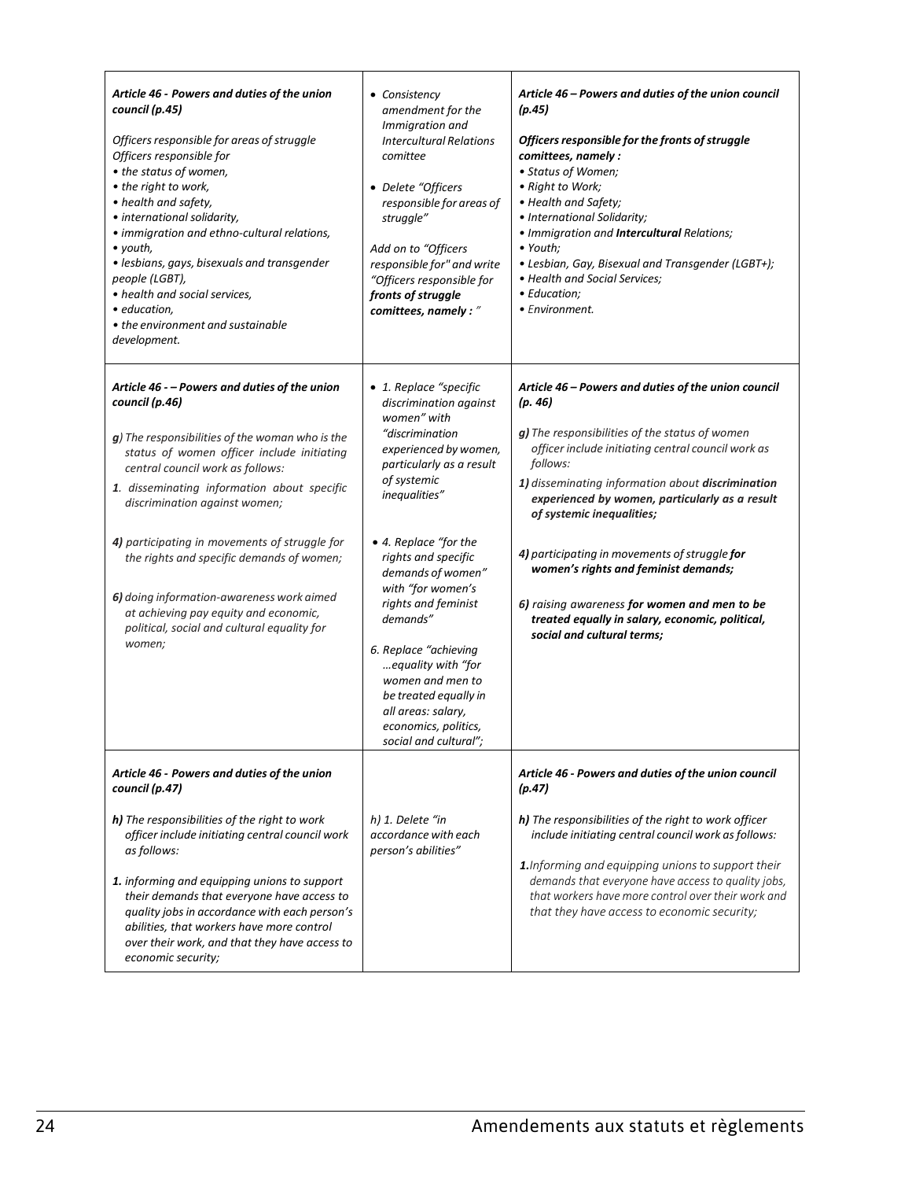| | | |
|---|---|---|
| ***Article 46 - Powers and duties of the union council (p.45)***<br><br>*Officers responsible for areas of struggle*<br>*Officers responsible for*<br>*• the status of women,*<br>*• the right to work,*<br>*• health and safety,*<br>*• international solidarity,*<br>*• immigration and ethno-cultural relations,*<br>*• youth,*<br>*• lesbians, gays, bisexuals and transgender people (LGBT),*<br>*• health and social services,*<br>*• education,*<br>*• the environment and sustainable development.* | *• Consistency amendment for the Immigration and Intercultural Relations comittee*<br><br>*• Delete "Officers responsible for areas of struggle"*<br><br>*Add on to "Officers responsible for" and write "Officers responsible for **fronts of struggle comittees, namely :**"* | ***Article 46 – Powers and duties of the union council (p.45)***<br><br>***Officers responsible for the fronts of struggle comittees, namely :***<br>*• Status of Women;*<br>*• Right to Work;*<br>*• Health and Safety;*<br>*• International Solidarity;*<br>*• Immigration and **Intercultural** Relations;*<br>*• Youth;*<br>*• Lesbian, Gay, Bisexual and Transgender (LGBT+);*<br>*• Health and Social Services;*<br>*• Education;*<br>*• Environment.* |
| ***Article 46 - – Powers and duties of the union council (p.46)***<br><br>***g**) The responsibilities of the woman who is the status of women officer include initiating central council work as follows:*<br>***1**. disseminating information about specific discrimination against women;*<br><br>***4)** participating in movements of struggle for the rights and specific demands of women;*<br><br>***6)** doing information-awareness work aimed at achieving pay equity and economic, political, social and cultural equality for women;* | *• 1. Replace "specific discrimination against women" with "discrimination experienced by women, particularly as a result of systemic inequalities"*<br><br>*• 4. Replace "for the rights and specific demands of women" with "for women's rights and feminist demands"*<br><br>*6. Replace "achieving …equality with "for women and men to be treated equally in all areas: salary, economics, politics, social and cultural";* | ***Article 46 – Powers and duties of the union council (p. 46)***<br><br>***g)** The responsibilities of the status of women officer include initiating central council work as follows:*<br>***1)** disseminating information about **discrimination experienced by women, particularly as a result of systemic inequalities;***<br><br>***4)** participating in movements of struggle **for women's rights and feminist demands;***<br><br>***6)** raising awareness **for women and men to be treated equally in salary, economic, political, social and cultural terms;*** |
| ***Article 46 - Powers and duties of the union council (p.47)***<br><br>***h)** The responsibilities of the right to work officer include initiating central council work as follows:*<br><br>***1.** informing and equipping unions to support their demands that everyone have access to quality jobs in accordance with each person's abilities, that workers have more control over their work, and that they have access to economic security;* | *h) 1. Delete "in accordance with each person's abilities"* | ***Article 46 - Powers and duties of the union council (p.47)***<br><br>***h)** The responsibilities of the right to work officer include initiating central council work as follows:*<br><br>***1.** Informing and equipping unions to support their demands that everyone have access to quality jobs, that workers have more control over their work and that they have access to economic security;* |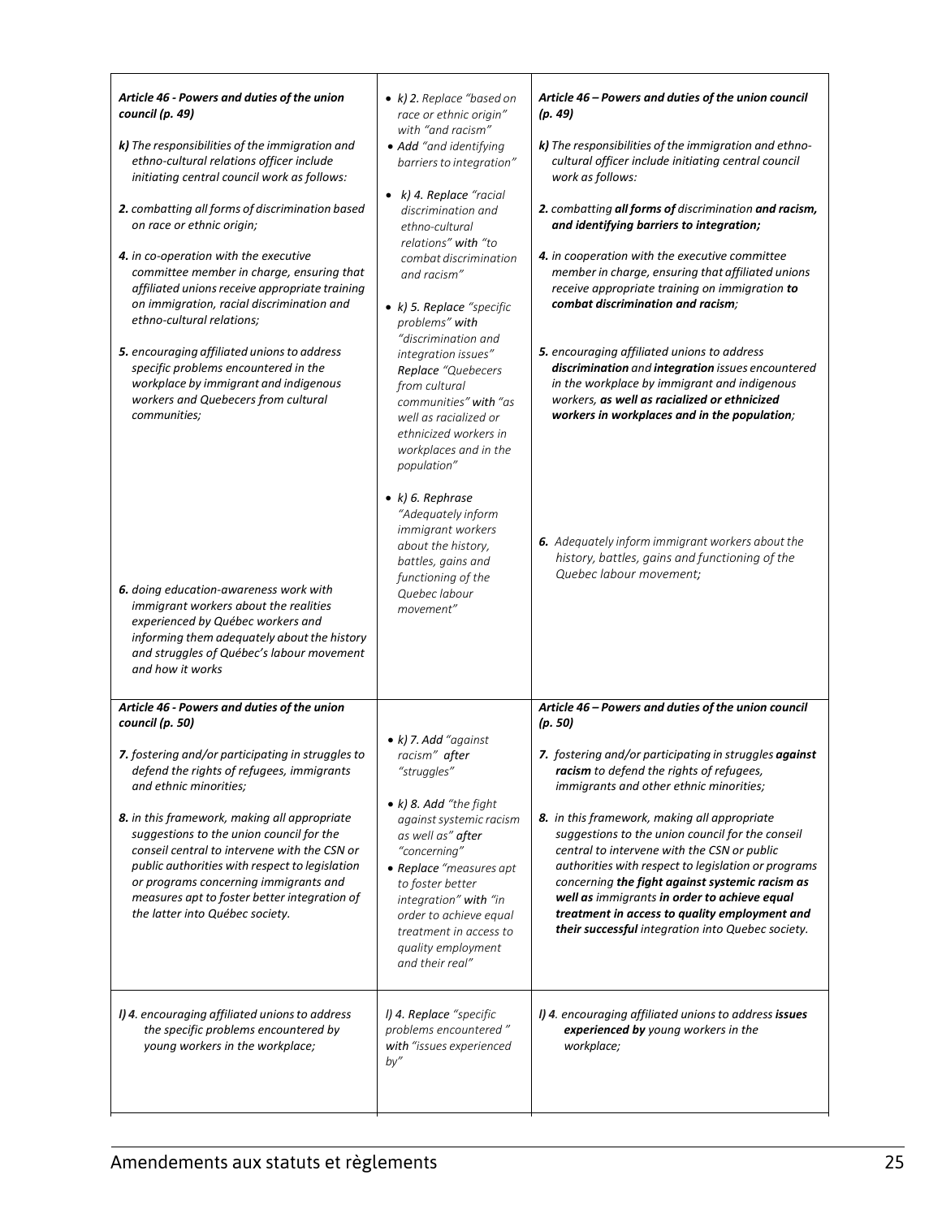| | | |
|---|---|---|
| ***Article 46 - Powers and duties of the union council (p. 49)***<br><br>***k)*** *The responsibilities of the immigration and ethno-cultural relations officer include initiating central council work as follows:*<br><br>***2.*** *combatting all forms of discrimination based on race or ethnic origin;*<br><br>***4.*** *in co-operation with the executive committee member in charge, ensuring that affiliated unions receive appropriate training on immigration, racial discrimination and ethno-cultural relations;*<br><br>***5.*** *encouraging affiliated unions to address specific problems encountered in the workplace by immigrant and indigenous workers and Quebecers from cultural communities;*<br><br>***6.*** *doing education-awareness work with immigrant workers about the realities experienced by Québec workers and informing them adequately about the history and struggles of Québec's labour movement and how it works* | • *k) 2. Replace "based on race or ethnic origin" with "and racism"*<br>• ***Add*** *"and identifying barriers to integration"*<br><br>• *k) 4.* ***Replace*** *"racial discrimination and ethno-cultural relations"* ***with*** *"to combat discrimination and racism"*<br><br>• *k) 5.* ***Replace*** *"specific problems"* ***with*** *"discrimination and integration issues"* ***Replace*** *"Quebecers from cultural communities"* ***with*** *"as well as racialized or ethnicized workers in workplaces and in the population"*<br><br>• *k) 6. Rephrase "Adequately inform immigrant workers about the history, battles, gains and functioning of the Quebec labour movement"* | ***Article 46 – Powers and duties of the union council (p. 49)***<br><br>***k)*** *The responsibilities of the immigration and ethno-cultural officer include initiating central council work as follows:*<br><br>***2.*** *combatting* ***all forms of*** *discrimination* ***and racism, and identifying barriers to integration;***<br><br>***4.*** *in cooperation with the executive committee member in charge, ensuring that affiliated unions receive appropriate training on immigration* ***to combat discrimination and racism****;*<br><br>***5.*** *encouraging affiliated unions to address* ***discrimination*** *and* ***integration*** *issues encountered in the workplace by immigrant and indigenous workers,* ***as well as racialized or ethnicized workers in workplaces and in the population****;*<br><br>***6.*** *Adequately inform immigrant workers about the history, battles, gains and functioning of the Quebec labour movement;* |
| ***Article 46 - Powers and duties of the union council (p. 50)***<br><br>***7.*** *fostering and/or participating in struggles to defend the rights of refugees, immigrants and ethnic minorities;*<br><br>***8.*** *in this framework, making all appropriate suggestions to the union council for the conseil central to intervene with the CSN or public authorities with respect to legislation or programs concerning immigrants and measures apt to foster better integration of the latter into Québec society.* | • *k) 7.* ***Add*** *"against racism"* ***after*** *"struggles"*<br><br>• *k) 8.* ***Add*** *"the fight against systemic racism as well as"* ***after*** *"concerning"*<br>• ***Replace*** *"measures apt to foster better integration"* ***with*** *"in order to achieve equal treatment in access to quality employment and their real"* | ***Article 46 – Powers and duties of the union council (p. 50)***<br><br>***7.*** *fostering and/or participating in struggles* ***against racism*** *to defend the rights of refugees, immigrants and other ethnic minorities;*<br><br>***8.*** *in this framework, making all appropriate suggestions to the union council for the conseil central to intervene with the CSN or public authorities with respect to legislation or programs concerning* ***the fight against systemic racism as well as*** *immigrants* ***in order to achieve equal treatment in access to quality employment and their successful*** *integration into Quebec society.* |
| ***l) 4.*** *encouraging affiliated unions to address the specific problems encountered by young workers in the workplace;* | *l) 4.* ***Replace*** *"specific problems encountered"* ***with*** *"issues experienced by"* | ***l) 4.*** *encouraging affiliated unions to address* ***issues experienced by*** *young workers in the workplace;* |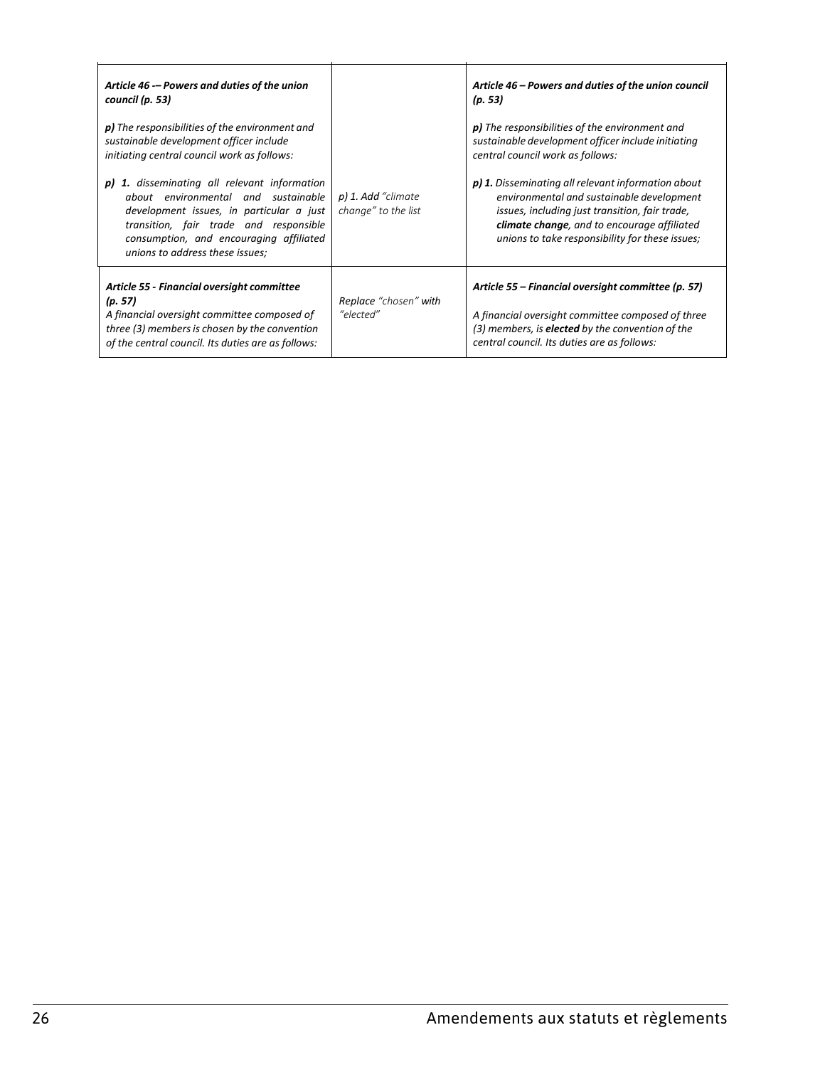| | | |
|---|---|---|
| ***Article 46 -– Powers and duties of the union council (p. 53)***<br><br>***p)*** *The responsibilities of the environment and sustainable development officer include initiating central council work as follows:*<br><br>***p) 1.*** *disseminating all relevant information about environmental and sustainable development issues, in particular a just transition, fair trade and responsible consumption, and encouraging affiliated unions to address these issues;* | *p) 1. Add "climate change" to the list* | ***Article 46 – Powers and duties of the union council (p. 53)***<br><br>***p)*** *The responsibilities of the environment and sustainable development officer include initiating central council work as follows:*<br><br>***p) 1.*** *Disseminating all relevant information about environmental and sustainable development issues, including just transition, fair trade,* ***climate change****, and to encourage affiliated unions to take responsibility for these issues;* |
| ***Article 55 - Financial oversight committee (p. 57)***<br>*A financial oversight committee composed of three (3) members is chosen by the convention of the central council. Its duties are as follows:* | *Replace "chosen" with "elected"* | ***Article 55 – Financial oversight committee (p. 57)***<br><br>*A financial oversight committee composed of three (3) members, is* ***elected*** *by the convention of the central council. Its duties are as follows:* |